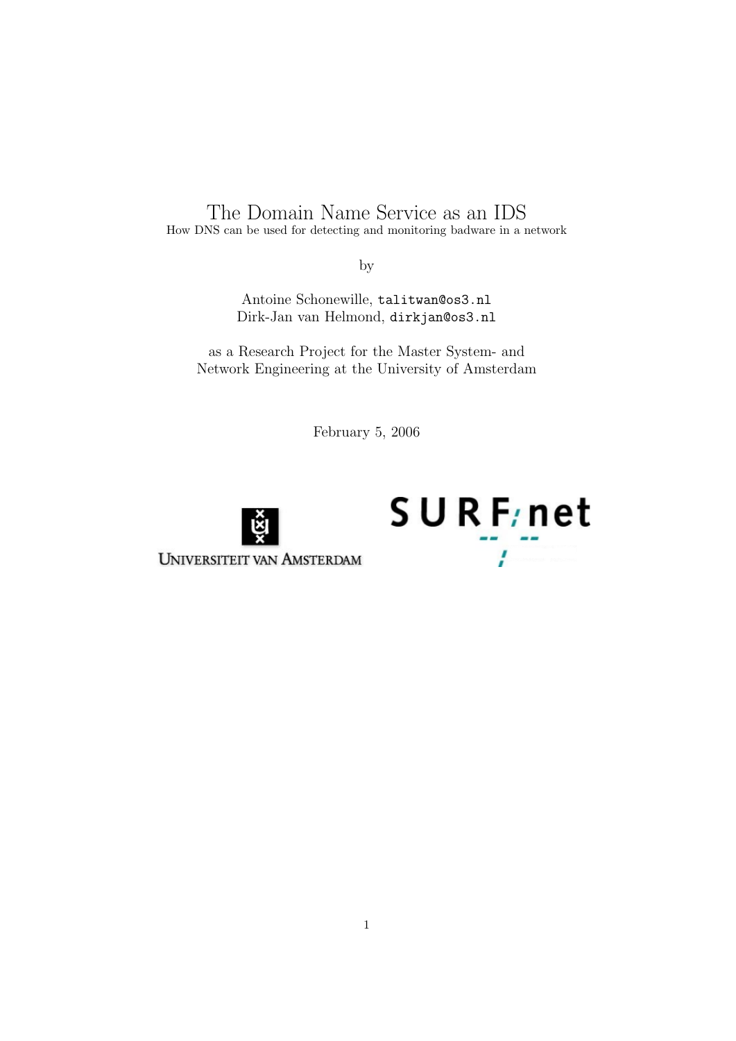# The Domain Name Service as an IDS

How DNS can be used for detecting and monitoring badware in a network

by

Antoine Schonewille, `talitwan@os3.nl`
Dirk-Jan van Helmond, `dirkjan@os3.nl`

as a Research Project for the Master System- and Network Engineering at the University of Amsterdam

February 5, 2006

UNIVERSITEIT VAN AMSTERDAM

SURFnet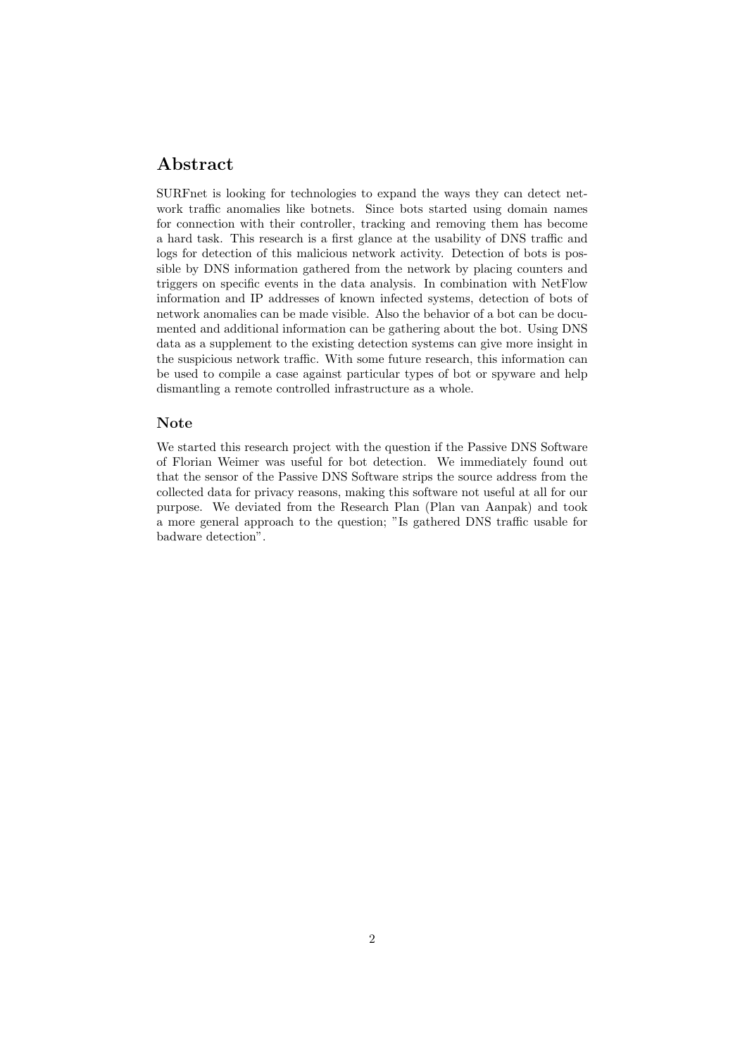## Abstract

SURFnet is looking for technologies to expand the ways they can detect network traffic anomalies like botnets. Since bots started using domain names for connection with their controller, tracking and removing them has become a hard task. This research is a first glance at the usability of DNS traffic and logs for detection of this malicious network activity. Detection of bots is possible by DNS information gathered from the network by placing counters and triggers on specific events in the data analysis. In combination with NetFlow information and IP addresses of known infected systems, detection of bots of network anomalies can be made visible. Also the behavior of a bot can be documented and additional information can be gathering about the bot. Using DNS data as a supplement to the existing detection systems can give more insight in the suspicious network traffic. With some future research, this information can be used to compile a case against particular types of bot or spyware and help dismantling a remote controlled infrastructure as a whole.

### Note

We started this research project with the question if the Passive DNS Software of Florian Weimer was useful for bot detection. We immediately found out that the sensor of the Passive DNS Software strips the source address from the collected data for privacy reasons, making this software not useful at all for our purpose. We deviated from the Research Plan (Plan van Aanpak) and took a more general approach to the question; "Is gathered DNS traffic usable for badware detection".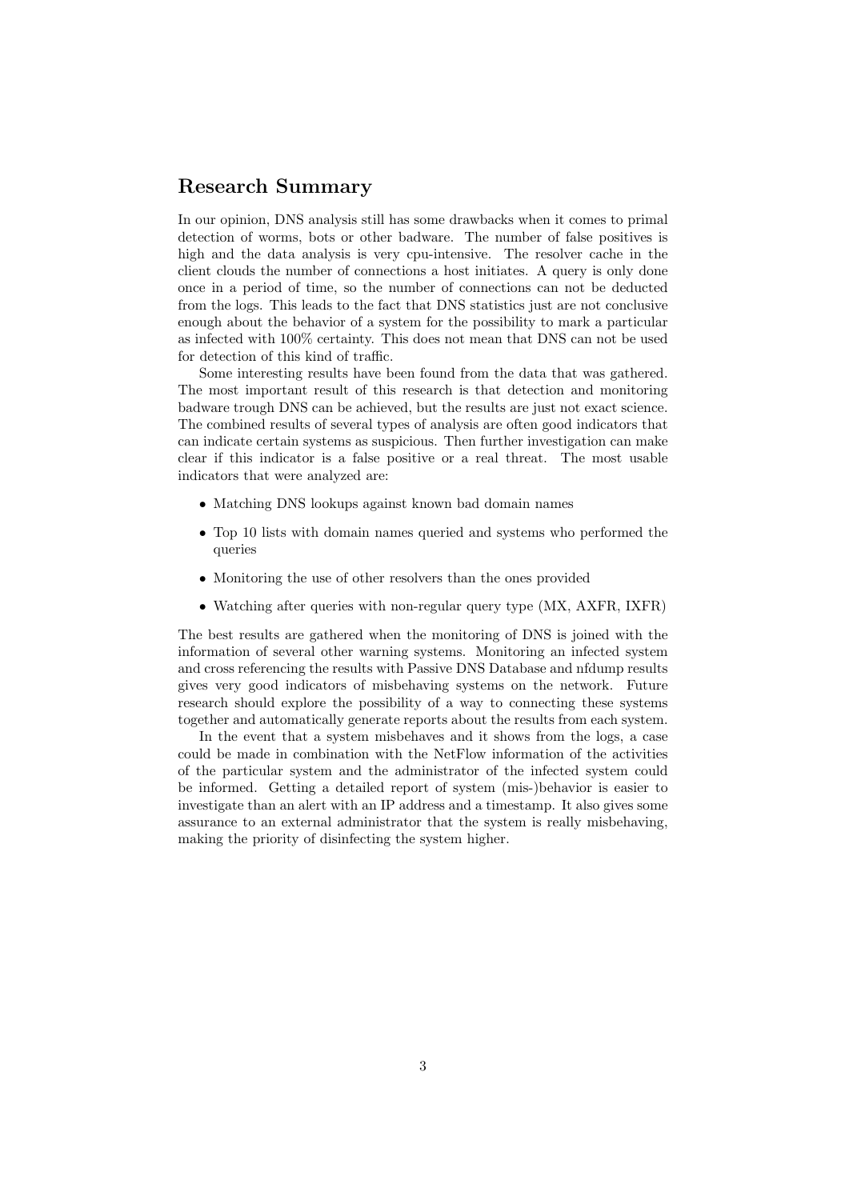## Research Summary

In our opinion, DNS analysis still has some drawbacks when it comes to primal detection of worms, bots or other badware. The number of false positives is high and the data analysis is very cpu-intensive. The resolver cache in the client clouds the number of connections a host initiates. A query is only done once in a period of time, so the number of connections can not be deducted from the logs. This leads to the fact that DNS statistics just are not conclusive enough about the behavior of a system for the possibility to mark a particular as infected with 100% certainty. This does not mean that DNS can not be used for detection of this kind of traffic.

Some interesting results have been found from the data that was gathered. The most important result of this research is that detection and monitoring badware trough DNS can be achieved, but the results are just not exact science. The combined results of several types of analysis are often good indicators that can indicate certain systems as suspicious. Then further investigation can make clear if this indicator is a false positive or a real threat. The most usable indicators that were analyzed are:

- Matching DNS lookups against known bad domain names
- Top 10 lists with domain names queried and systems who performed the queries
- Monitoring the use of other resolvers than the ones provided
- Watching after queries with non-regular query type (MX, AXFR, IXFR)

The best results are gathered when the monitoring of DNS is joined with the information of several other warning systems. Monitoring an infected system and cross referencing the results with Passive DNS Database and nfdump results gives very good indicators of misbehaving systems on the network. Future research should explore the possibility of a way to connecting these systems together and automatically generate reports about the results from each system.

In the event that a system misbehaves and it shows from the logs, a case could be made in combination with the NetFlow information of the activities of the particular system and the administrator of the infected system could be informed. Getting a detailed report of system (mis-)behavior is easier to investigate than an alert with an IP address and a timestamp. It also gives some assurance to an external administrator that the system is really misbehaving, making the priority of disinfecting the system higher.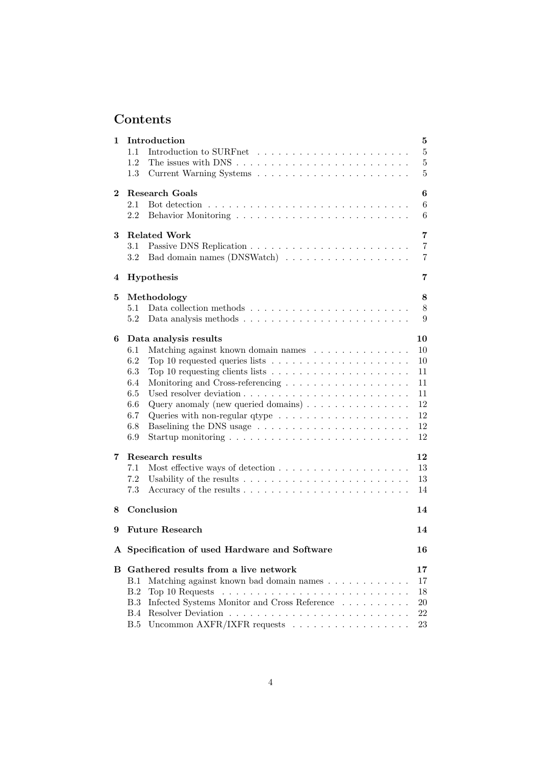# Contents

**1 Introduction** — 5
- 1.1 Introduction to SURFnet — 5
- 1.2 The issues with DNS — 5
- 1.3 Current Warning Systems — 5

**2 Research Goals** — 6
- 2.1 Bot detection — 6
- 2.2 Behavior Monitoring — 6

**3 Related Work** — 7
- 3.1 Passive DNS Replication — 7
- 3.2 Bad domain names (DNSWatch) — 7

**4 Hypothesis** — 7

**5 Methodology** — 8
- 5.1 Data collection methods — 8
- 5.2 Data analysis methods — 9

**6 Data analysis results** — 10
- 6.1 Matching against known domain names — 10
- 6.2 Top 10 requested queries lists — 10
- 6.3 Top 10 requesting clients lists — 11
- 6.4 Monitoring and Cross-referencing — 11
- 6.5 Used resolver deviation — 11
- 6.6 Query anomaly (new queried domains) — 12
- 6.7 Queries with non-regular qtype — 12
- 6.8 Baselining the DNS usage — 12
- 6.9 Startup monitoring — 12

**7 Research results** — 12
- 7.1 Most effective ways of detection — 13
- 7.2 Usability of the results — 13
- 7.3 Accuracy of the results — 14

**8 Conclusion** — 14

**9 Future Research** — 14

**A Specification of used Hardware and Software** — 16

**B Gathered results from a live network** — 17
- B.1 Matching against known bad domain names — 17
- B.2 Top 10 Requests — 18
- B.3 Infected Systems Monitor and Cross Reference — 20
- B.4 Resolver Deviation — 22
- B.5 Uncommon AXFR/IXFR requests — 23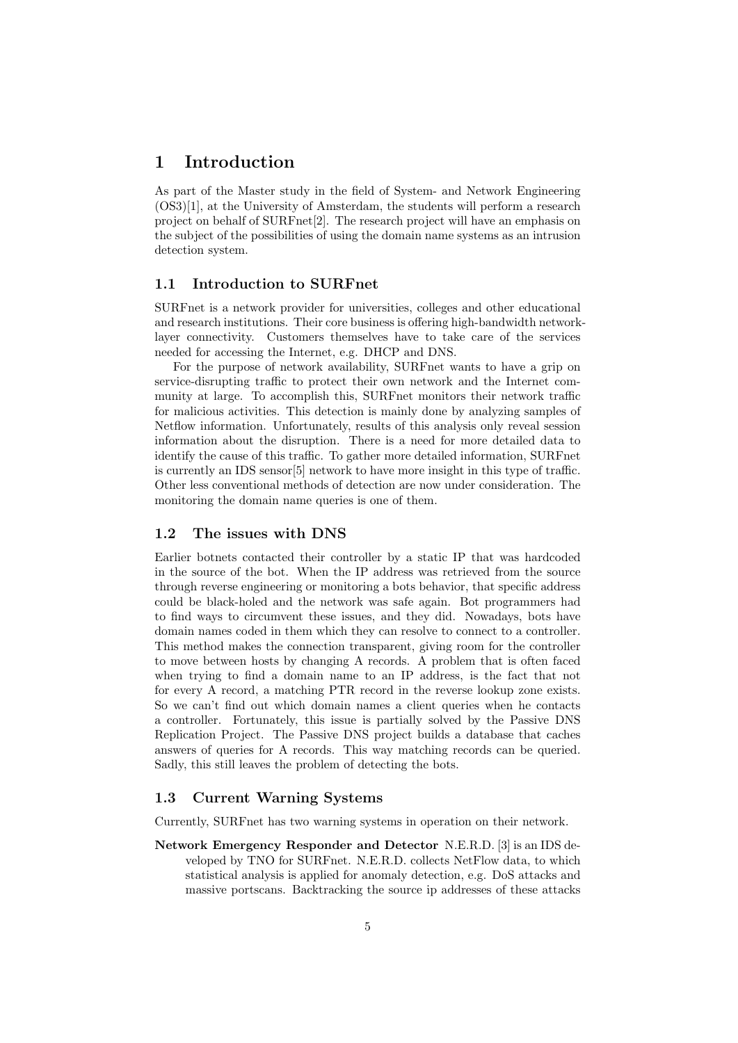# 1 Introduction

As part of the Master study in the field of System- and Network Engineering (OS3)[1], at the University of Amsterdam, the students will perform a research project on behalf of SURFnet[2]. The research project will have an emphasis on the subject of the possibilities of using the domain name systems as an intrusion detection system.

## 1.1 Introduction to SURFnet

SURFnet is a network provider for universities, colleges and other educational and research institutions. Their core business is offering high-bandwidth network-layer connectivity. Customers themselves have to take care of the services needed for accessing the Internet, e.g. DHCP and DNS.

For the purpose of network availability, SURFnet wants to have a grip on service-disrupting traffic to protect their own network and the Internet community at large. To accomplish this, SURFnet monitors their network traffic for malicious activities. This detection is mainly done by analyzing samples of Netflow information. Unfortunately, results of this analysis only reveal session information about the disruption. There is a need for more detailed data to identify the cause of this traffic. To gather more detailed information, SURFnet is currently an IDS sensor[5] network to have more insight in this type of traffic. Other less conventional methods of detection are now under consideration. The monitoring the domain name queries is one of them.

## 1.2 The issues with DNS

Earlier botnets contacted their controller by a static IP that was hardcoded in the source of the bot. When the IP address was retrieved from the source through reverse engineering or monitoring a bots behavior, that specific address could be black-holed and the network was safe again. Bot programmers had to find ways to circumvent these issues, and they did. Nowadays, bots have domain names coded in them which they can resolve to connect to a controller. This method makes the connection transparent, giving room for the controller to move between hosts by changing A records. A problem that is often faced when trying to find a domain name to an IP address, is the fact that not for every A record, a matching PTR record in the reverse lookup zone exists. So we can't find out which domain names a client queries when he contacts a controller. Fortunately, this issue is partially solved by the Passive DNS Replication Project. The Passive DNS project builds a database that caches answers of queries for A records. This way matching records can be queried. Sadly, this still leaves the problem of detecting the bots.

## 1.3 Current Warning Systems

Currently, SURFnet has two warning systems in operation on their network.

**Network Emergency Responder and Detector** N.E.R.D. [3] is an IDS developed by TNO for SURFnet. N.E.R.D. collects NetFlow data, to which statistical analysis is applied for anomaly detection, e.g. DoS attacks and massive portscans. Backtracking the source ip addresses of these attacks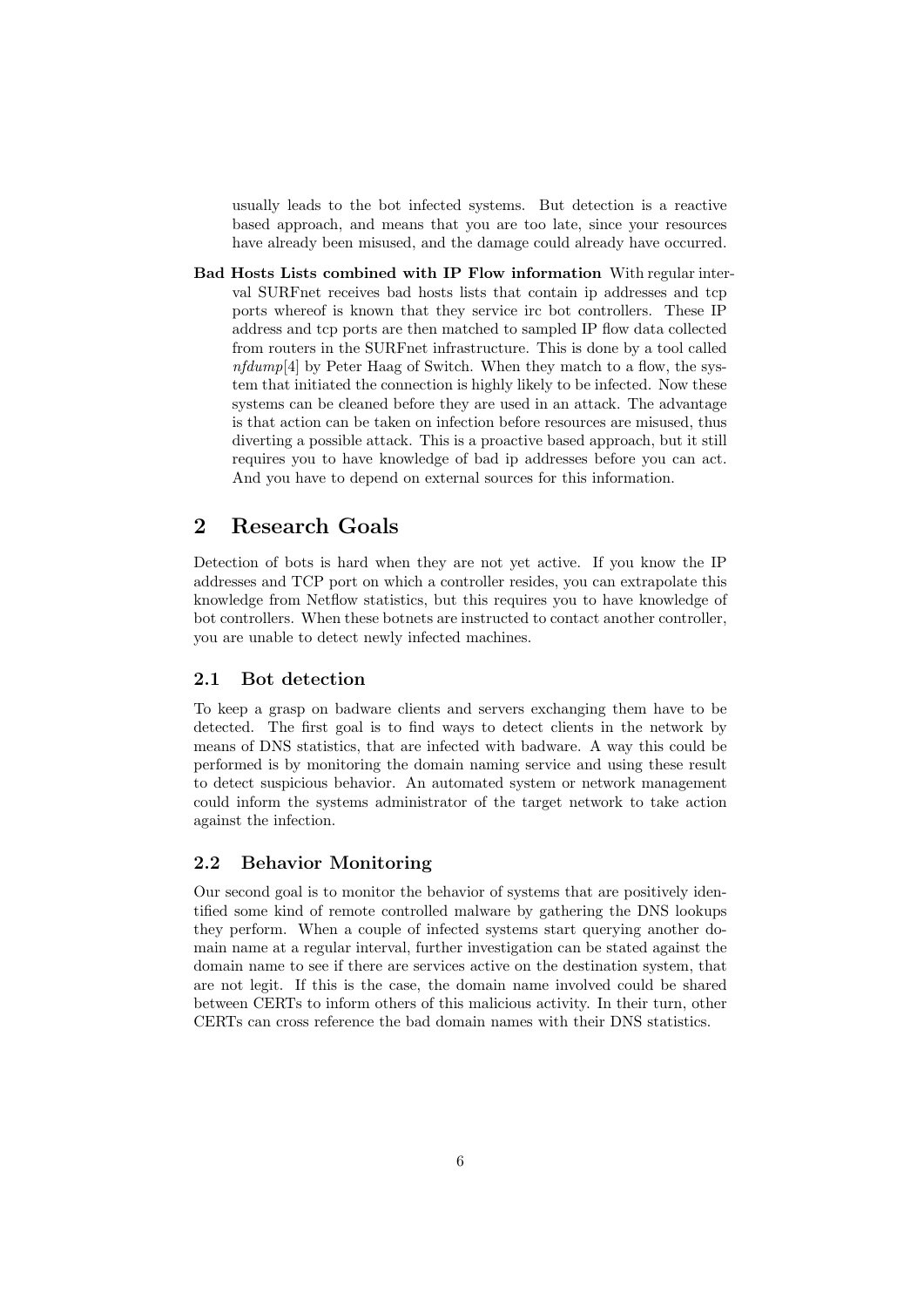usually leads to the bot infected systems. But detection is a reactive based approach, and means that you are too late, since your resources have already been misused, and the damage could already have occurred.

**Bad Hosts Lists combined with IP Flow information** With regular interval SURFnet receives bad hosts lists that contain ip addresses and tcp ports whereof is known that they service irc bot controllers. These IP address and tcp ports are then matched to sampled IP flow data collected from routers in the SURFnet infrastructure. This is done by a tool called *nfdump*[4] by Peter Haag of Switch. When they match to a flow, the system that initiated the connection is highly likely to be infected. Now these systems can be cleaned before they are used in an attack. The advantage is that action can be taken on infection before resources are misused, thus diverting a possible attack. This is a proactive based approach, but it still requires you to have knowledge of bad ip addresses before you can act. And you have to depend on external sources for this information.

## 2 Research Goals

Detection of bots is hard when they are not yet active. If you know the IP addresses and TCP port on which a controller resides, you can extrapolate this knowledge from Netflow statistics, but this requires you to have knowledge of bot controllers. When these botnets are instructed to contact another controller, you are unable to detect newly infected machines.

### 2.1 Bot detection

To keep a grasp on badware clients and servers exchanging them have to be detected. The first goal is to find ways to detect clients in the network by means of DNS statistics, that are infected with badware. A way this could be performed is by monitoring the domain naming service and using these result to detect suspicious behavior. An automated system or network management could inform the systems administrator of the target network to take action against the infection.

### 2.2 Behavior Monitoring

Our second goal is to monitor the behavior of systems that are positively identified some kind of remote controlled malware by gathering the DNS lookups they perform. When a couple of infected systems start querying another domain name at a regular interval, further investigation can be stated against the domain name to see if there are services active on the destination system, that are not legit. If this is the case, the domain name involved could be shared between CERTs to inform others of this malicious activity. In their turn, other CERTs can cross reference the bad domain names with their DNS statistics.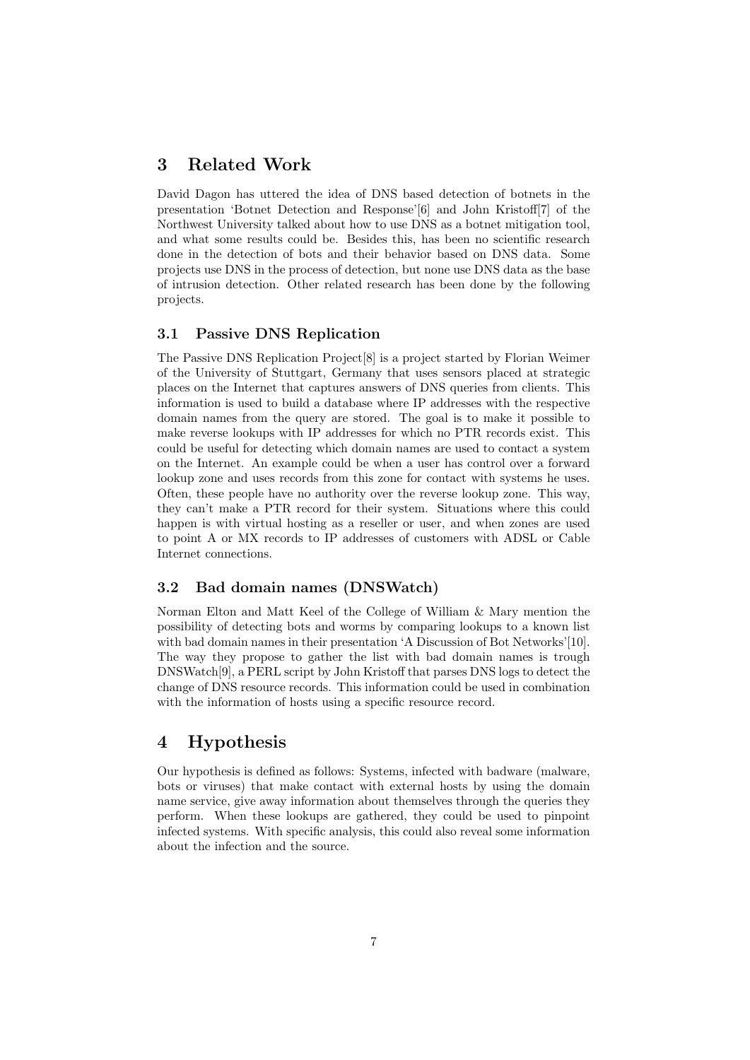## 3 Related Work

David Dagon has uttered the idea of DNS based detection of botnets in the presentation 'Botnet Detection and Response'[6] and John Kristoff[7] of the Northwest University talked about how to use DNS as a botnet mitigation tool, and what some results could be. Besides this, has been no scientific research done in the detection of bots and their behavior based on DNS data. Some projects use DNS in the process of detection, but none use DNS data as the base of intrusion detection. Other related research has been done by the following projects.

### 3.1 Passive DNS Replication

The Passive DNS Replication Project[8] is a project started by Florian Weimer of the University of Stuttgart, Germany that uses sensors placed at strategic places on the Internet that captures answers of DNS queries from clients. This information is used to build a database where IP addresses with the respective domain names from the query are stored. The goal is to make it possible to make reverse lookups with IP addresses for which no PTR records exist. This could be useful for detecting which domain names are used to contact a system on the Internet. An example could be when a user has control over a forward lookup zone and uses records from this zone for contact with systems he uses. Often, these people have no authority over the reverse lookup zone. This way, they can't make a PTR record for their system. Situations where this could happen is with virtual hosting as a reseller or user, and when zones are used to point A or MX records to IP addresses of customers with ADSL or Cable Internet connections.

### 3.2 Bad domain names (DNSWatch)

Norman Elton and Matt Keel of the College of William & Mary mention the possibility of detecting bots and worms by comparing lookups to a known list with bad domain names in their presentation 'A Discussion of Bot Networks'[10]. The way they propose to gather the list with bad domain names is trough DNSWatch[9], a PERL script by John Kristoff that parses DNS logs to detect the change of DNS resource records. This information could be used in combination with the information of hosts using a specific resource record.

## 4 Hypothesis

Our hypothesis is defined as follows: Systems, infected with badware (malware, bots or viruses) that make contact with external hosts by using the domain name service, give away information about themselves through the queries they perform. When these lookups are gathered, they could be used to pinpoint infected systems. With specific analysis, this could also reveal some information about the infection and the source.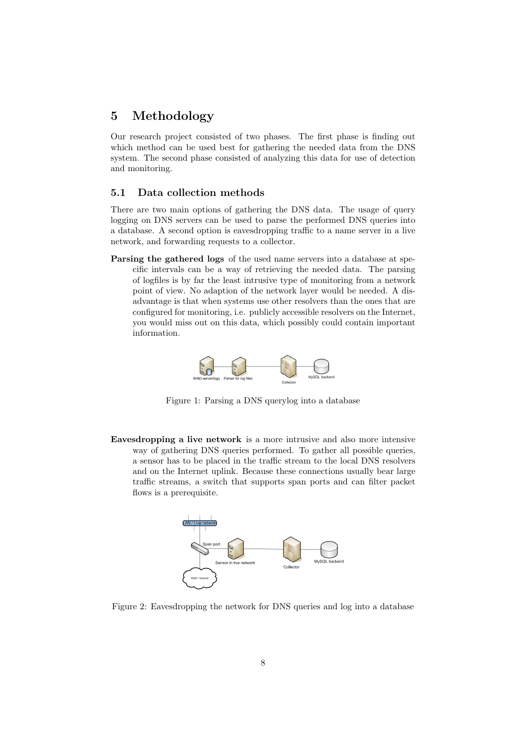# 5 Methodology

Our research project consisted of two phases. The first phase is finding out which method can be used best for gathering the needed data from the DNS system. The second phase consisted of analyzing this data for use of detection and monitoring.

## 5.1 Data collection methods

There are two main options of gathering the DNS data. The usage of query logging on DNS servers can be used to parse the performed DNS queries into a database. A second option is eavesdropping traffic to a name server in a live network, and forwarding requests to a collector.

**Parsing the gathered logs** of the used name servers into a database at specific intervals can be a way of retrieving the needed data. The parsing of logfiles is by far the least intrusive type of monitoring from a network point of view. No adaption of the network layer would be needed. A disadvantage is that when systems use other resolvers than the ones that are configured for monitoring, i.e. publicly accessible resolvers on the Internet, you would miss out on this data, which possibly could contain important information.

Figure 1: Parsing a DNS querylog into a database

**Eavesdropping a live network** is a more intrusive and also more intensive way of gathering DNS queries performed. To gather all possible queries, a sensor has to be placed in the traffic stream to the local DNS resolvers and on the Internet uplink. Because these connections usually bear large traffic streams, a switch that supports span ports and can filter packet flows is a prerequisite.

Figure 2: Eavesdropping the network for DNS queries and log into a database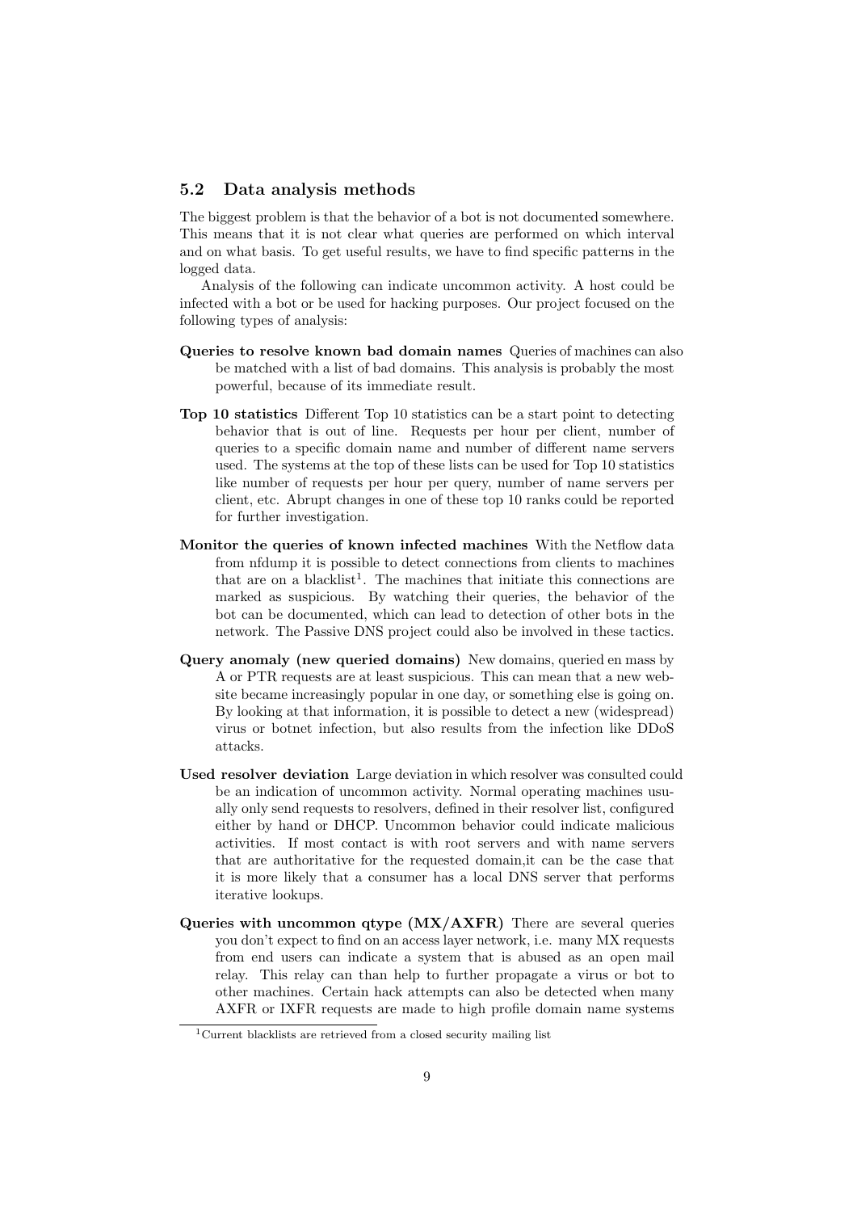### 5.2 Data analysis methods

The biggest problem is that the behavior of a bot is not documented somewhere. This means that it is not clear what queries are performed on which interval and on what basis. To get useful results, we have to find specific patterns in the logged data.

Analysis of the following can indicate uncommon activity. A host could be infected with a bot or be used for hacking purposes. Our project focused on the following types of analysis:

**Queries to resolve known bad domain names** Queries of machines can also be matched with a list of bad domains. This analysis is probably the most powerful, because of its immediate result.

**Top 10 statistics** Different Top 10 statistics can be a start point to detecting behavior that is out of line. Requests per hour per client, number of queries to a specific domain name and number of different name servers used. The systems at the top of these lists can be used for Top 10 statistics like number of requests per hour per query, number of name servers per client, etc. Abrupt changes in one of these top 10 ranks could be reported for further investigation.

**Monitor the queries of known infected machines** With the Netflow data from nfdump it is possible to detect connections from clients to machines that are on a blacklist[1]. The machines that initiate this connections are marked as suspicious. By watching their queries, the behavior of the bot can be documented, which can lead to detection of other bots in the network. The Passive DNS project could also be involved in these tactics.

**Query anomaly (new queried domains)** New domains, queried en mass by A or PTR requests are at least suspicious. This can mean that a new website became increasingly popular in one day, or something else is going on. By looking at that information, it is possible to detect a new (widespread) virus or botnet infection, but also results from the infection like DDoS attacks.

**Used resolver deviation** Large deviation in which resolver was consulted could be an indication of uncommon activity. Normal operating machines usually only send requests to resolvers, defined in their resolver list, configured either by hand or DHCP. Uncommon behavior could indicate malicious activities. If most contact is with root servers and with name servers that are authoritative for the requested domain,it can be the case that it is more likely that a consumer has a local DNS server that performs iterative lookups.

**Queries with uncommon qtype (MX/AXFR)** There are several queries you don't expect to find on an access layer network, i.e. many MX requests from end users can indicate a system that is abused as an open mail relay. This relay can than help to further propagate a virus or bot to other machines. Certain hack attempts can also be detected when many AXFR or IXFR requests are made to high profile domain name systems

[1] Current blacklists are retrieved from a closed security mailing list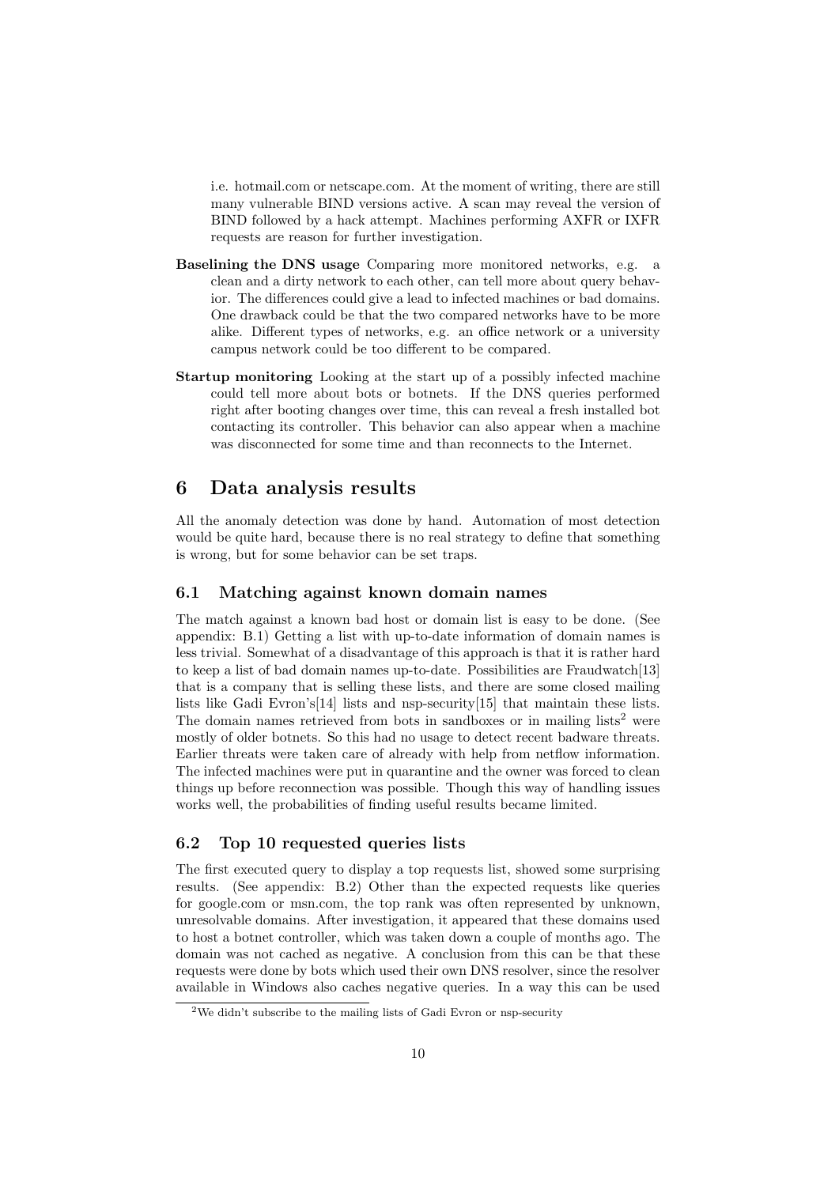i.e. hotmail.com or netscape.com. At the moment of writing, there are still many vulnerable BIND versions active. A scan may reveal the version of BIND followed by a hack attempt. Machines performing AXFR or IXFR requests are reason for further investigation.

**Baselining the DNS usage** Comparing more monitored networks, e.g. a clean and a dirty network to each other, can tell more about query behavior. The differences could give a lead to infected machines or bad domains. One drawback could be that the two compared networks have to be more alike. Different types of networks, e.g. an office network or a university campus network could be too different to be compared.

**Startup monitoring** Looking at the start up of a possibly infected machine could tell more about bots or botnets. If the DNS queries performed right after booting changes over time, this can reveal a fresh installed bot contacting its controller. This behavior can also appear when a machine was disconnected for some time and than reconnects to the Internet.

# 6 Data analysis results

All the anomaly detection was done by hand. Automation of most detection would be quite hard, because there is no real strategy to define that something is wrong, but for some behavior can be set traps.

## 6.1 Matching against known domain names

The match against a known bad host or domain list is easy to be done. (See appendix: B.1) Getting a list with up-to-date information of domain names is less trivial. Somewhat of a disadvantage of this approach is that it is rather hard to keep a list of bad domain names up-to-date. Possibilities are Fraudwatch[13] that is a company that is selling these lists, and there are some closed mailing lists like Gadi Evron's[14] lists and nsp-security[15] that maintain these lists. The domain names retrieved from bots in sandboxes or in mailing lists[2] were mostly of older botnets. So this had no usage to detect recent badware threats. Earlier threats were taken care of already with help from netflow information. The infected machines were put in quarantine and the owner was forced to clean things up before reconnection was possible. Though this way of handling issues works well, the probabilities of finding useful results became limited.

## 6.2 Top 10 requested queries lists

The first executed query to display a top requests list, showed some surprising results. (See appendix: B.2) Other than the expected requests like queries for google.com or msn.com, the top rank was often represented by unknown, unresolvable domains. After investigation, it appeared that these domains used to host a botnet controller, which was taken down a couple of months ago. The domain was not cached as negative. A conclusion from this can be that these requests were done by bots which used their own DNS resolver, since the resolver available in Windows also caches negative queries. In a way this can be used

[2] We didn't subscribe to the mailing lists of Gadi Evron or nsp-security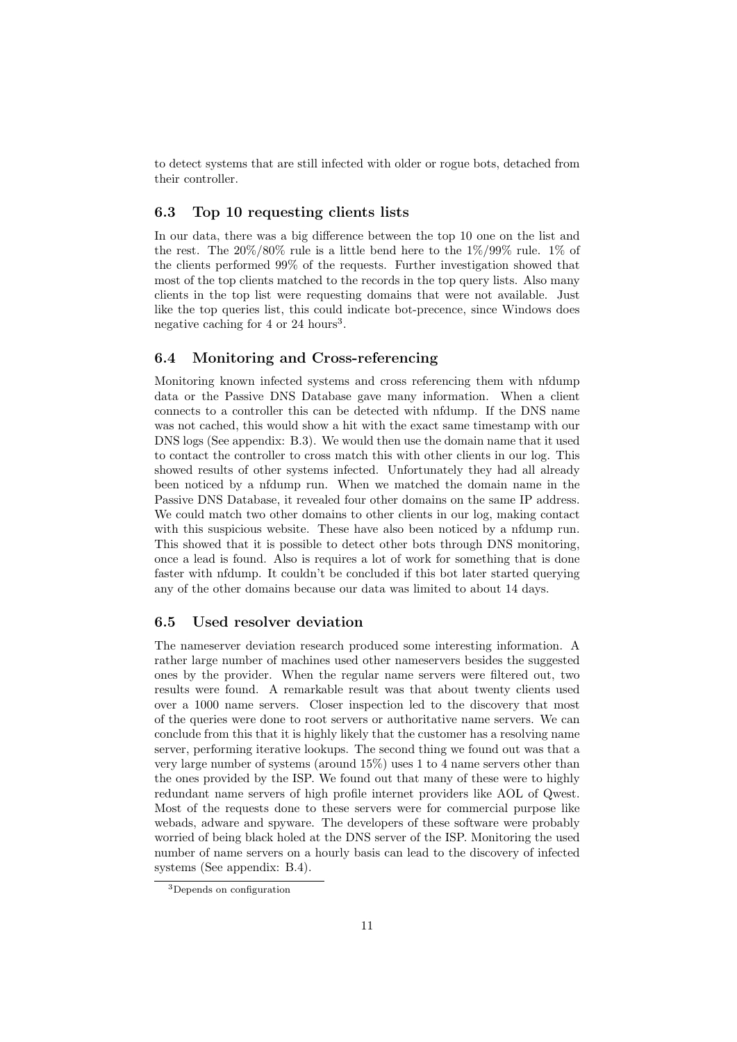to detect systems that are still infected with older or rogue bots, detached from their controller.

### 6.3 Top 10 requesting clients lists

In our data, there was a big difference between the top 10 one on the list and the rest. The 20%/80% rule is a little bend here to the 1%/99% rule. 1% of the clients performed 99% of the requests. Further investigation showed that most of the top clients matched to the records in the top query lists. Also many clients in the top list were requesting domains that were not available. Just like the top queries list, this could indicate bot-precence, since Windows does negative caching for 4 or 24 hours[3].

### 6.4 Monitoring and Cross-referencing

Monitoring known infected systems and cross referencing them with nfdump data or the Passive DNS Database gave many information. When a client connects to a controller this can be detected with nfdump. If the DNS name was not cached, this would show a hit with the exact same timestamp with our DNS logs (See appendix: B.3). We would then use the domain name that it used to contact the controller to cross match this with other clients in our log. This showed results of other systems infected. Unfortunately they had all already been noticed by a nfdump run. When we matched the domain name in the Passive DNS Database, it revealed four other domains on the same IP address. We could match two other domains to other clients in our log, making contact with this suspicious website. These have also been noticed by a nfdump run. This showed that it is possible to detect other bots through DNS monitoring, once a lead is found. Also is requires a lot of work for something that is done faster with nfdump. It couldn't be concluded if this bot later started querying any of the other domains because our data was limited to about 14 days.

### 6.5 Used resolver deviation

The nameserver deviation research produced some interesting information. A rather large number of machines used other nameservers besides the suggested ones by the provider. When the regular name servers were filtered out, two results were found. A remarkable result was that about twenty clients used over a 1000 name servers. Closer inspection led to the discovery that most of the queries were done to root servers or authoritative name servers. We can conclude from this that it is highly likely that the customer has a resolving name server, performing iterative lookups. The second thing we found out was that a very large number of systems (around 15%) uses 1 to 4 name servers other than the ones provided by the ISP. We found out that many of these were to highly redundant name servers of high profile internet providers like AOL of Qwest. Most of the requests done to these servers were for commercial purpose like webads, adware and spyware. The developers of these software were probably worried of being black holed at the DNS server of the ISP. Monitoring the used number of name servers on a hourly basis can lead to the discovery of infected systems (See appendix: B.4).

[3] Depends on configuration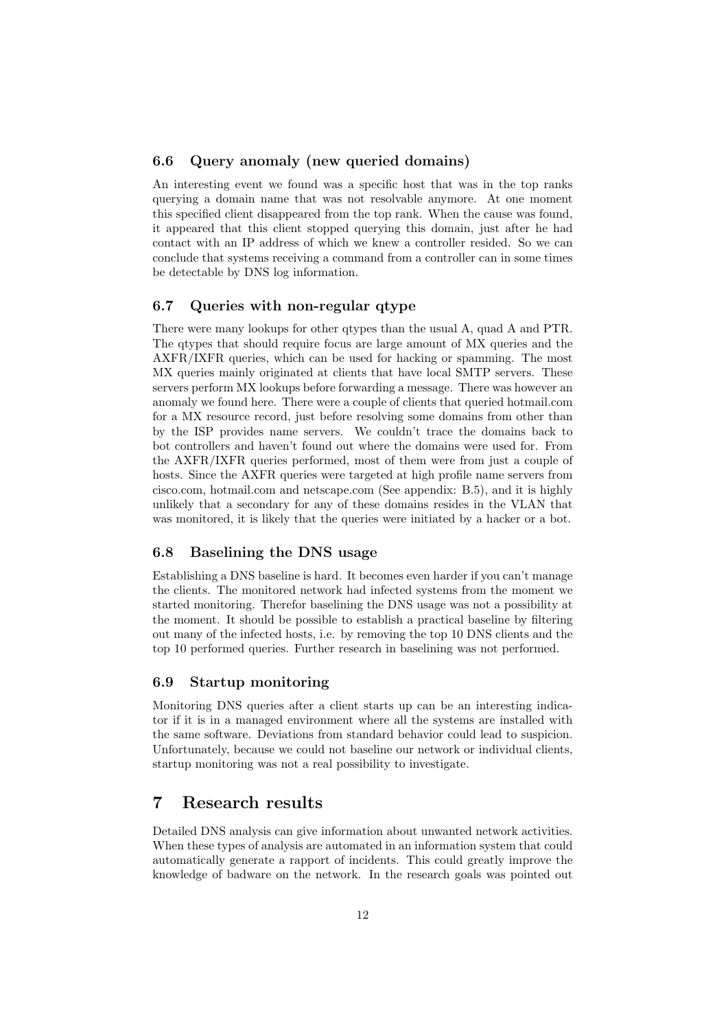### 6.6 Query anomaly (new queried domains)

An interesting event we found was a specific host that was in the top ranks querying a domain name that was not resolvable anymore. At one moment this specified client disappeared from the top rank. When the cause was found, it appeared that this client stopped querying this domain, just after he had contact with an IP address of which we knew a controller resided. So we can conclude that systems receiving a command from a controller can in some times be detectable by DNS log information.

### 6.7 Queries with non-regular qtype

There were many lookups for other qtypes than the usual A, quad A and PTR. The qtypes that should require focus are large amount of MX queries and the AXFR/IXFR queries, which can be used for hacking or spamming. The most MX queries mainly originated at clients that have local SMTP servers. These servers perform MX lookups before forwarding a message. There was however an anomaly we found here. There were a couple of clients that queried hotmail.com for a MX resource record, just before resolving some domains from other than by the ISP provides name servers. We couldn't trace the domains back to bot controllers and haven't found out where the domains were used for. From the AXFR/IXFR queries performed, most of them were from just a couple of hosts. Since the AXFR queries were targeted at high profile name servers from cisco.com, hotmail.com and netscape.com (See appendix: B.5), and it is highly unlikely that a secondary for any of these domains resides in the VLAN that was monitored, it is likely that the queries were initiated by a hacker or a bot.

### 6.8 Baselining the DNS usage

Establishing a DNS baseline is hard. It becomes even harder if you can't manage the clients. The monitored network had infected systems from the moment we started monitoring. Therefor baselining the DNS usage was not a possibility at the moment. It should be possible to establish a practical baseline by filtering out many of the infected hosts, i.e. by removing the top 10 DNS clients and the top 10 performed queries. Further research in baselining was not performed.

### 6.9 Startup monitoring

Monitoring DNS queries after a client starts up can be an interesting indicator if it is in a managed environment where all the systems are installed with the same software. Deviations from standard behavior could lead to suspicion. Unfortunately, because we could not baseline our network or individual clients, startup monitoring was not a real possibility to investigate.

## 7 Research results

Detailed DNS analysis can give information about unwanted network activities. When these types of analysis are automated in an information system that could automatically generate a rapport of incidents. This could greatly improve the knowledge of badware on the network. In the research goals was pointed out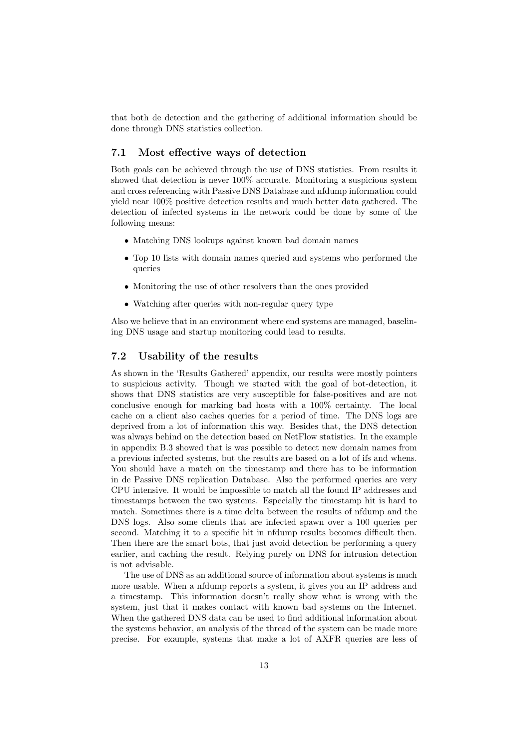that both de detection and the gathering of additional information should be done through DNS statistics collection.

## 7.1 Most effective ways of detection

Both goals can be achieved through the use of DNS statistics. From results it showed that detection is never 100% accurate. Monitoring a suspicious system and cross referencing with Passive DNS Database and nfdump information could yield near 100% positive detection results and much better data gathered. The detection of infected systems in the network could be done by some of the following means:

- Matching DNS lookups against known bad domain names
- Top 10 lists with domain names queried and systems who performed the queries
- Monitoring the use of other resolvers than the ones provided
- Watching after queries with non-regular query type

Also we believe that in an environment where end systems are managed, baselining DNS usage and startup monitoring could lead to results.

## 7.2 Usability of the results

As shown in the 'Results Gathered' appendix, our results were mostly pointers to suspicious activity. Though we started with the goal of bot-detection, it shows that DNS statistics are very susceptible for false-positives and are not conclusive enough for marking bad hosts with a 100% certainty. The local cache on a client also caches queries for a period of time. The DNS logs are deprived from a lot of information this way. Besides that, the DNS detection was always behind on the detection based on NetFlow statistics. In the example in appendix B.3 showed that is was possible to detect new domain names from a previous infected systems, but the results are based on a lot of ifs and whens. You should have a match on the timestamp and there has to be information in de Passive DNS replication Database. Also the performed queries are very CPU intensive. It would be impossible to match all the found IP addresses and timestamps between the two systems. Especially the timestamp hit is hard to match. Sometimes there is a time delta between the results of nfdump and the DNS logs. Also some clients that are infected spawn over a 100 queries per second. Matching it to a specific hit in nfdump results becomes difficult then. Then there are the smart bots, that just avoid detection be performing a query earlier, and caching the result. Relying purely on DNS for intrusion detection is not advisable.

The use of DNS as an additional source of information about systems is much more usable. When a nfdump reports a system, it gives you an IP address and a timestamp. This information doesn't really show what is wrong with the system, just that it makes contact with known bad systems on the Internet. When the gathered DNS data can be used to find additional information about the systems behavior, an analysis of the thread of the system can be made more precise. For example, systems that make a lot of AXFR queries are less of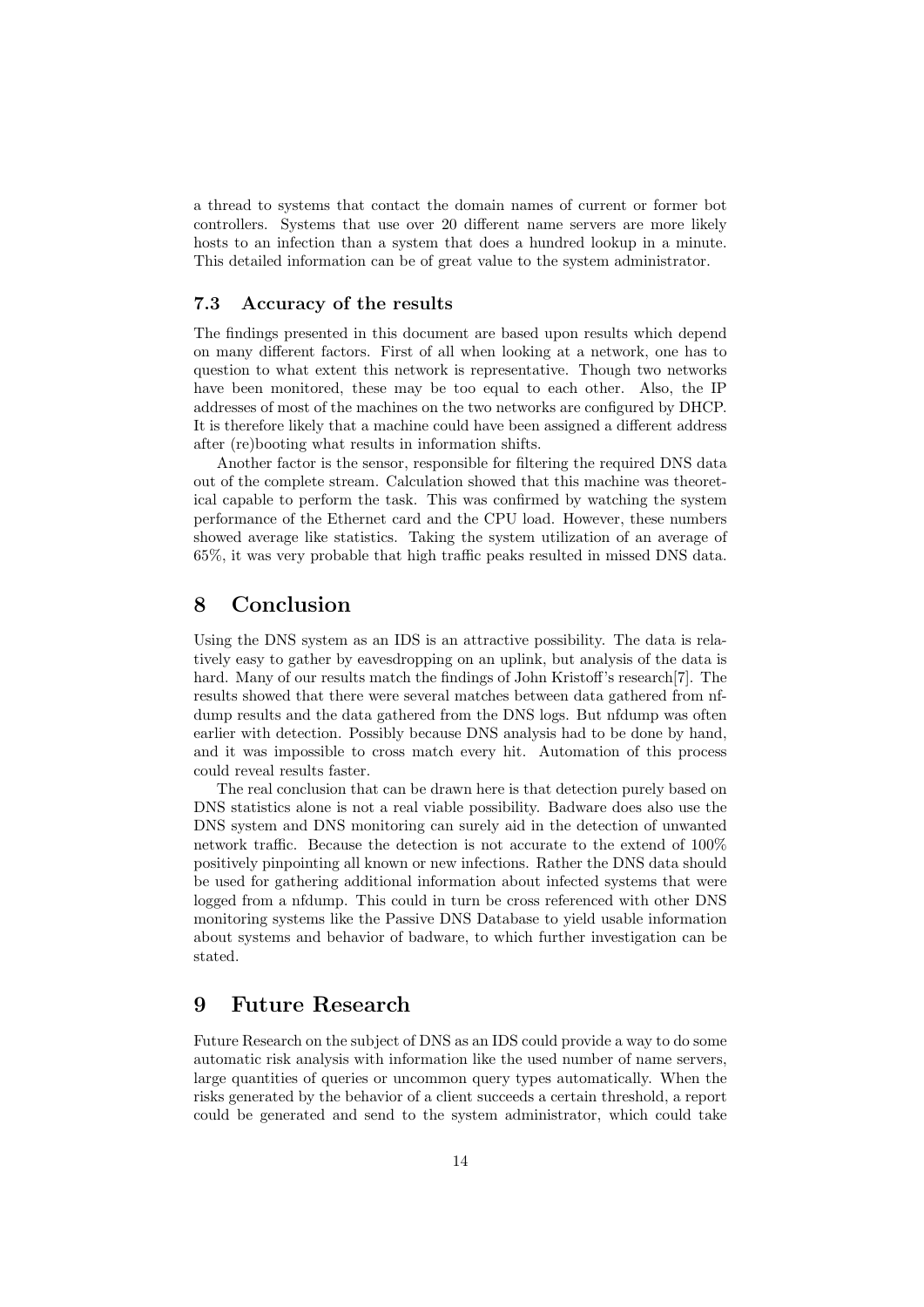a thread to systems that contact the domain names of current or former bot controllers. Systems that use over 20 different name servers are more likely hosts to an infection than a system that does a hundred lookup in a minute. This detailed information can be of great value to the system administrator.

### 7.3 Accuracy of the results

The findings presented in this document are based upon results which depend on many different factors. First of all when looking at a network, one has to question to what extent this network is representative. Though two networks have been monitored, these may be too equal to each other. Also, the IP addresses of most of the machines on the two networks are configured by DHCP. It is therefore likely that a machine could have been assigned a different address after (re)booting what results in information shifts.

Another factor is the sensor, responsible for filtering the required DNS data out of the complete stream. Calculation showed that this machine was theoretical capable to perform the task. This was confirmed by watching the system performance of the Ethernet card and the CPU load. However, these numbers showed average like statistics. Taking the system utilization of an average of 65%, it was very probable that high traffic peaks resulted in missed DNS data.

## 8 Conclusion

Using the DNS system as an IDS is an attractive possibility. The data is relatively easy to gather by eavesdropping on an uplink, but analysis of the data is hard. Many of our results match the findings of John Kristoff's research[7]. The results showed that there were several matches between data gathered from nfdump results and the data gathered from the DNS logs. But nfdump was often earlier with detection. Possibly because DNS analysis had to be done by hand, and it was impossible to cross match every hit. Automation of this process could reveal results faster.

The real conclusion that can be drawn here is that detection purely based on DNS statistics alone is not a real viable possibility. Badware does also use the DNS system and DNS monitoring can surely aid in the detection of unwanted network traffic. Because the detection is not accurate to the extend of 100% positively pinpointing all known or new infections. Rather the DNS data should be used for gathering additional information about infected systems that were logged from a nfdump. This could in turn be cross referenced with other DNS monitoring systems like the Passive DNS Database to yield usable information about systems and behavior of badware, to which further investigation can be stated.

## 9 Future Research

Future Research on the subject of DNS as an IDS could provide a way to do some automatic risk analysis with information like the used number of name servers, large quantities of queries or uncommon query types automatically. When the risks generated by the behavior of a client succeeds a certain threshold, a report could be generated and send to the system administrator, which could take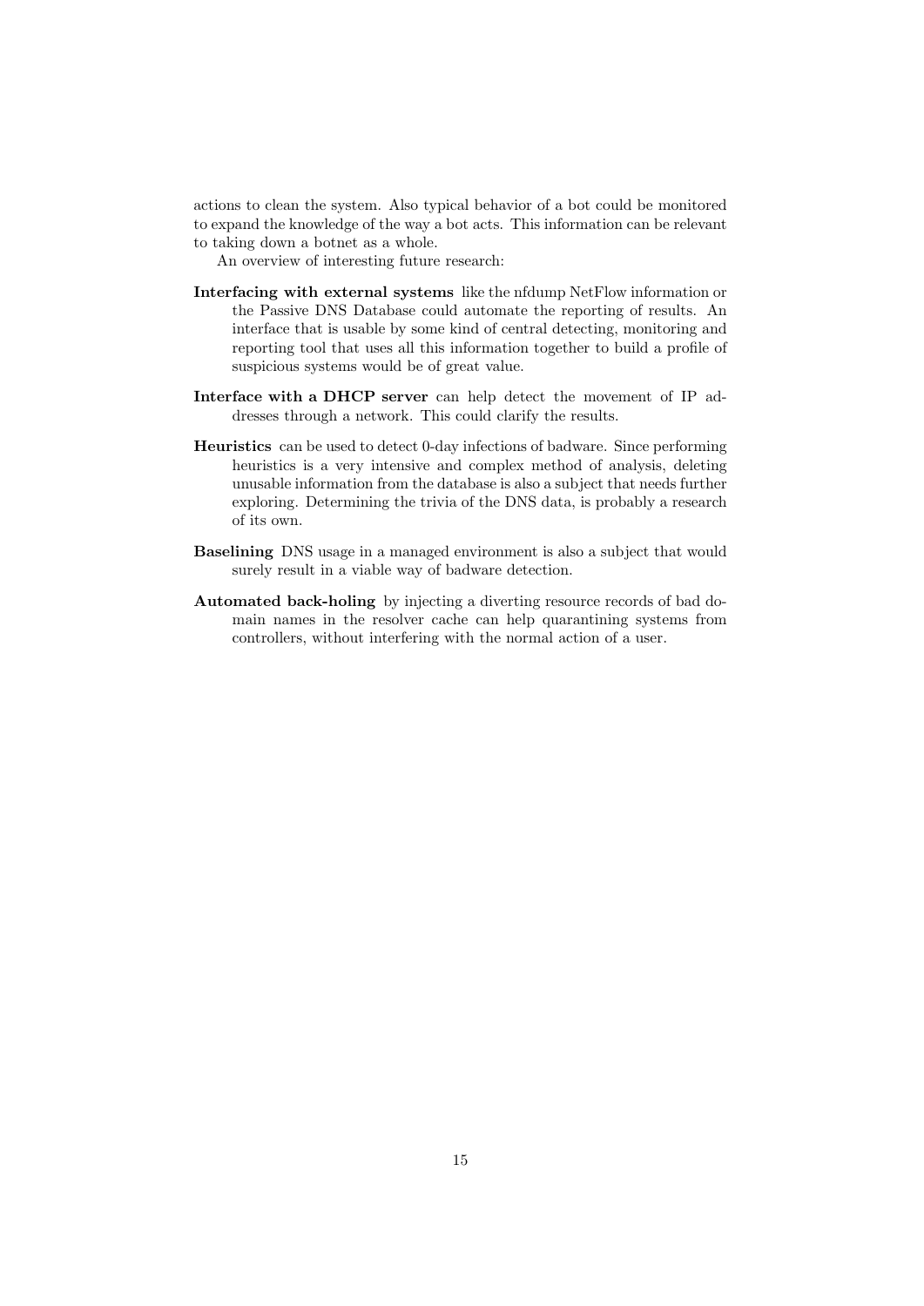actions to clean the system. Also typical behavior of a bot could be monitored to expand the knowledge of the way a bot acts. This information can be relevant to taking down a botnet as a whole.

An overview of interesting future research:

**Interfacing with external systems** like the nfdump NetFlow information or the Passive DNS Database could automate the reporting of results. An interface that is usable by some kind of central detecting, monitoring and reporting tool that uses all this information together to build a profile of suspicious systems would be of great value.

**Interface with a DHCP server** can help detect the movement of IP addresses through a network. This could clarify the results.

**Heuristics** can be used to detect 0-day infections of badware. Since performing heuristics is a very intensive and complex method of analysis, deleting unusable information from the database is also a subject that needs further exploring. Determining the trivia of the DNS data, is probably a research of its own.

**Baselining** DNS usage in a managed environment is also a subject that would surely result in a viable way of badware detection.

**Automated back-holing** by injecting a diverting resource records of bad domain names in the resolver cache can help quarantining systems from controllers, without interfering with the normal action of a user.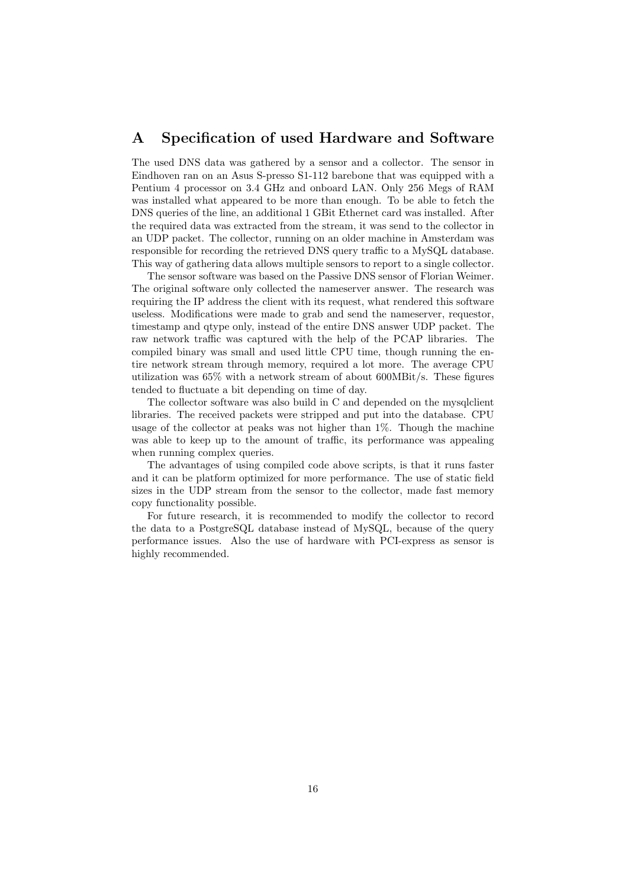# A Specification of used Hardware and Software

The used DNS data was gathered by a sensor and a collector. The sensor in Eindhoven ran on an Asus S-presso S1-112 barebone that was equipped with a Pentium 4 processor on 3.4 GHz and onboard LAN. Only 256 Megs of RAM was installed what appeared to be more than enough. To be able to fetch the DNS queries of the line, an additional 1 GBit Ethernet card was installed. After the required data was extracted from the stream, it was send to the collector in an UDP packet. The collector, running on an older machine in Amsterdam was responsible for recording the retrieved DNS query traffic to a MySQL database. This way of gathering data allows multiple sensors to report to a single collector.

The sensor software was based on the Passive DNS sensor of Florian Weimer. The original software only collected the nameserver answer. The research was requiring the IP address the client with its request, what rendered this software useless. Modifications were made to grab and send the nameserver, requestor, timestamp and qtype only, instead of the entire DNS answer UDP packet. The raw network traffic was captured with the help of the PCAP libraries. The compiled binary was small and used little CPU time, though running the entire network stream through memory, required a lot more. The average CPU utilization was 65% with a network stream of about 600MBit/s. These figures tended to fluctuate a bit depending on time of day.

The collector software was also build in C and depended on the mysqlclient libraries. The received packets were stripped and put into the database. CPU usage of the collector at peaks was not higher than 1%. Though the machine was able to keep up to the amount of traffic, its performance was appealing when running complex queries.

The advantages of using compiled code above scripts, is that it runs faster and it can be platform optimized for more performance. The use of static field sizes in the UDP stream from the sensor to the collector, made fast memory copy functionality possible.

For future research, it is recommended to modify the collector to record the data to a PostgreSQL database instead of MySQL, because of the query performance issues. Also the use of hardware with PCI-express as sensor is highly recommended.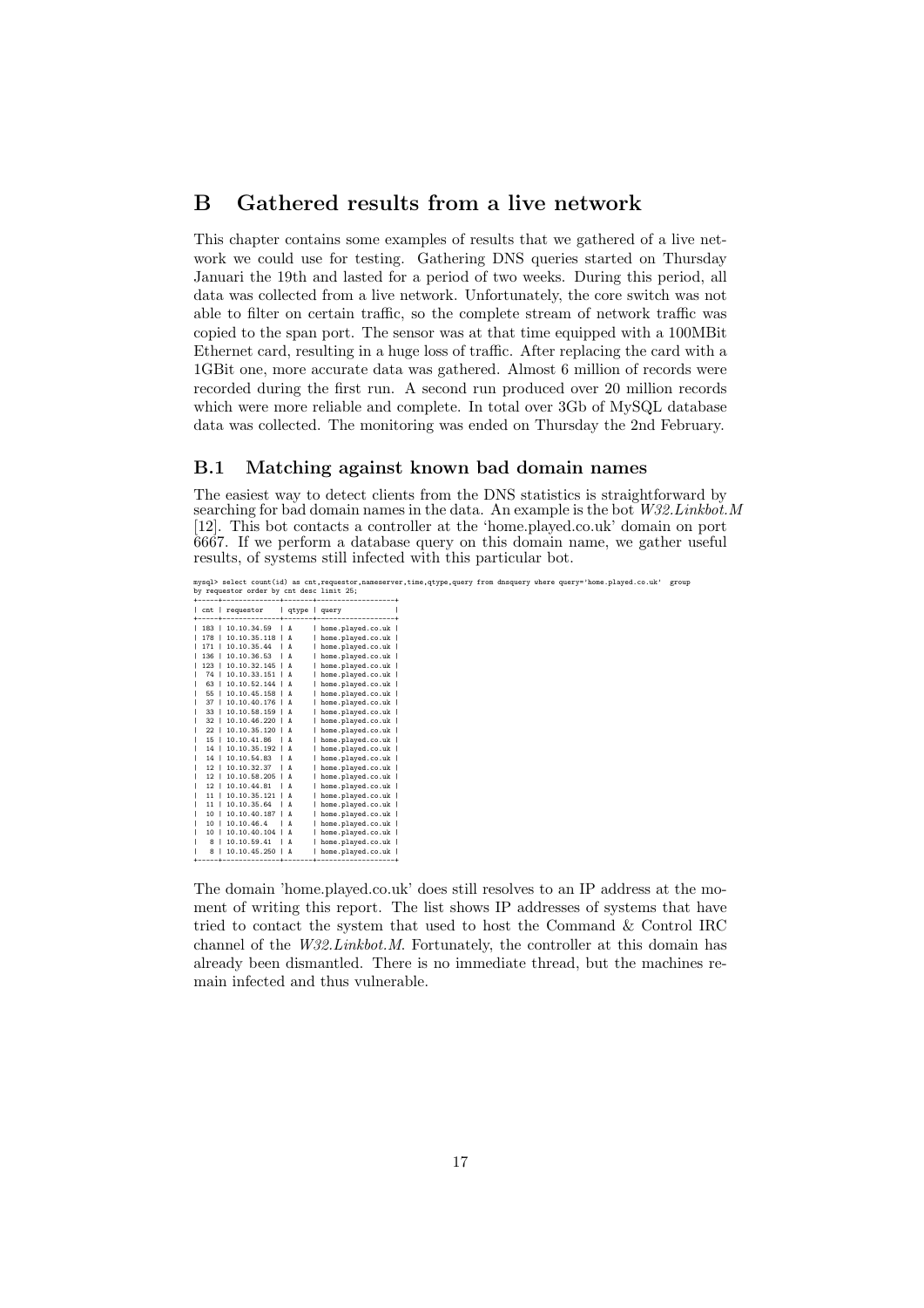# B Gathered results from a live network

This chapter contains some examples of results that we gathered of a live network we could use for testing. Gathering DNS queries started on Thursday Januari the 19th and lasted for a period of two weeks. During this period, all data was collected from a live network. Unfortunately, the core switch was not able to filter on certain traffic, so the complete stream of network traffic was copied to the span port. The sensor was at that time equipped with a 100MBit Ethernet card, resulting in a huge loss of traffic. After replacing the card with a 1GBit one, more accurate data was gathered. Almost 6 million of records were recorded during the first run. A second run produced over 20 million records which were more reliable and complete. In total over 3Gb of MySQL database data was collected. The monitoring was ended on Thursday the 2nd February.

## B.1 Matching against known bad domain names

The easiest way to detect clients from the DNS statistics is straightforward by searching for bad domain names in the data. An example is the bot *W32.Linkbot.M* [12]. This bot contacts a controller at the 'home.played.co.uk' domain on port 6667. If we perform a database query on this domain name, we gather useful results, of systems still infected with this particular bot.

```
mysql> select count(id) as cnt,requestor,nameserver,time,qtype,query from dnsquery where query='home.played.co.uk'  group
by requestor order by cnt desc limit 25;
+-----+--------------+-------+-------------------+
| cnt | requestor    | qtype | query             |
+-----+--------------+-------+-------------------+
| 183 | 10.10.34.59  | A     | home.played.co.uk |
| 178 | 10.10.35.118 | A     | home.played.co.uk |
| 171 | 10.10.35.44  | A     | home.played.co.uk |
| 136 | 10.10.36.53  | A     | home.played.co.uk |
| 123 | 10.10.32.145 | A     | home.played.co.uk |
|  74 | 10.10.33.151 | A     | home.played.co.uk |
|  63 | 10.10.52.144 | A     | home.played.co.uk |
|  55 | 10.10.45.158 | A     | home.played.co.uk |
|  37 | 10.10.40.176 | A     | home.played.co.uk |
|  33 | 10.10.58.159 | A     | home.played.co.uk |
|  32 | 10.10.46.220 | A     | home.played.co.uk |
|  22 | 10.10.35.120 | A     | home.played.co.uk |
|  15 | 10.10.41.86  | A     | home.played.co.uk |
|  14 | 10.10.35.192 | A     | home.played.co.uk |
|  14 | 10.10.54.83  | A     | home.played.co.uk |
|  12 | 10.10.32.37  | A     | home.played.co.uk |
|  12 | 10.10.58.205 | A     | home.played.co.uk |
|  12 | 10.10.44.81  | A     | home.played.co.uk |
|  11 | 10.10.35.121 | A     | home.played.co.uk |
|  11 | 10.10.35.64  | A     | home.played.co.uk |
|  10 | 10.10.40.187 | A     | home.played.co.uk |
|  10 | 10.10.46.4   | A     | home.played.co.uk |
|  10 | 10.10.40.104 | A     | home.played.co.uk |
|   8 | 10.10.59.41  | A     | home.played.co.uk |
|   8 | 10.10.45.250 | A     | home.played.co.uk |
+-----+--------------+-------+-------------------+
```

The domain 'home.played.co.uk' does still resolves to an IP address at the moment of writing this report. The list shows IP addresses of systems that have tried to contact the system that used to host the Command & Control IRC channel of the *W32.Linkbot.M*. Fortunately, the controller at this domain has already been dismantled. There is no immediate thread, but the machines remain infected and thus vulnerable.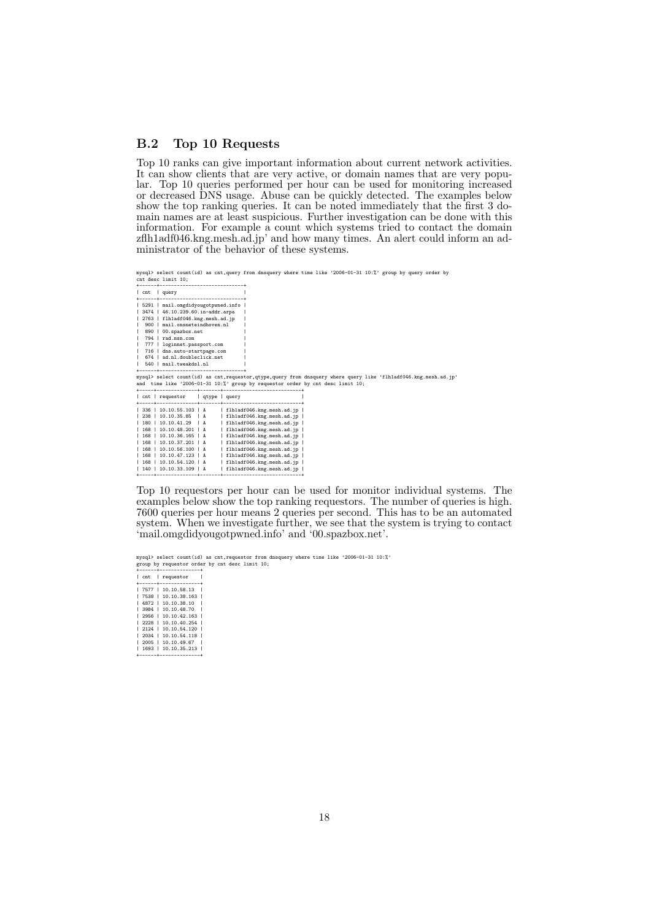## B.2 Top 10 Requests

Top 10 ranks can give important information about current network activities. It can show clients that are very active, or domain names that are very popular. Top 10 queries performed per hour can be used for monitoring increased or decreased DNS usage. Abuse can be quickly detected. The examples below show the top ranking queries. It can be noted immediately that the first 3 domain names are at least suspicious. Further investigation can be done with this information. For example a count which systems tried to contact the domain zflh1adf046.kng.mesh.ad.jp' and how many times. An alert could inform an administrator of the behavior of these systems.

```
mysql> select count(id) as cnt,query from dnsquery where time like '2006-01-31 10:%' group by query order by
cnt desc limit 10;
+------+------------------------------+
| cnt  | query                        |
+------+------------------------------+
| 5291 | mail.omgdidyougotpwned.info  |
| 3474 | 46.10.239.60.in-addr.arpa    |
| 2763 | flh1adf046.kng.mesh.ad.jp    |
|  900 | mail.onsneteindhoven.nl      |
|  890 | 00.spazbox.net               |
|  794 | rad.msn.com                  |
|  777 | loginnet.passport.com        |
|  716 | dns.auto-startpage.com       |
|  674 | ad.nl.doubleclick.net        |
|  540 | mail.tweakdsl.nl             |
+------+------------------------------+
mysql> select count(id) as cnt,requestor,qtype,query from dnsquery where query like 'flh1adf046.kng.mesh.ad.jp'
and  time like '2006-01-31 10:%' group by requestor order by cnt desc limit 10;
+-----+--------------+-------+---------------------------+
| cnt | requestor    | qtype | query                     |
+-----+--------------+-------+---------------------------+
| 336 | 10.10.55.103 | A     | flh1adf046.kng.mesh.ad.jp |
| 238 | 10.10.35.85  | A     | flh1adf046.kng.mesh.ad.jp |
| 180 | 10.10.41.29  | A     | flh1adf046.kng.mesh.ad.jp |
| 168 | 10.10.48.201 | A     | flh1adf046.kng.mesh.ad.jp |
| 168 | 10.10.36.165 | A     | flh1adf046.kng.mesh.ad.jp |
| 168 | 10.10.37.201 | A     | flh1adf046.kng.mesh.ad.jp |
| 168 | 10.10.56.100 | A     | flh1adf046.kng.mesh.ad.jp |
| 168 | 10.10.47.123 | A     | flh1adf046.kng.mesh.ad.jp |
| 168 | 10.10.54.120 | A     | flh1adf046.kng.mesh.ad.jp |
| 140 | 10.10.33.109 | A     | flh1adf046.kng.mesh.ad.jp |
+-----+--------------+-------+---------------------------+
```

Top 10 requestors per hour can be used for monitor individual systems. The examples below show the top ranking requestors. The number of queries is high. 7600 queries per hour means 2 queries per second. This has to be an automated system. When we investigate further, we see that the system is trying to contact 'mail.omgdidyougotpwned.info' and '00.spazbox.net'.

```
mysql> select count(id) as cnt,requestor from dnsquery where time like '2006-01-31 10:%'
group by requestor order by cnt desc limit 10;
+------+--------------+
| cnt  | requestor    |
+------+--------------+
| 7577 | 10.10.58.13  |
| 7538 | 10.10.38.163 |
| 4872 | 10.10.38.10  |
| 3984 | 10.10.48.70  |
| 2956 | 10.10.42.163 |
| 2228 | 10.10.40.254 |
| 2124 | 10.10.54.120 |
| 2034 | 10.10.54.118 |
| 2005 | 10.10.49.67  |
| 1693 | 10.10.35.213 |
+------+--------------+
```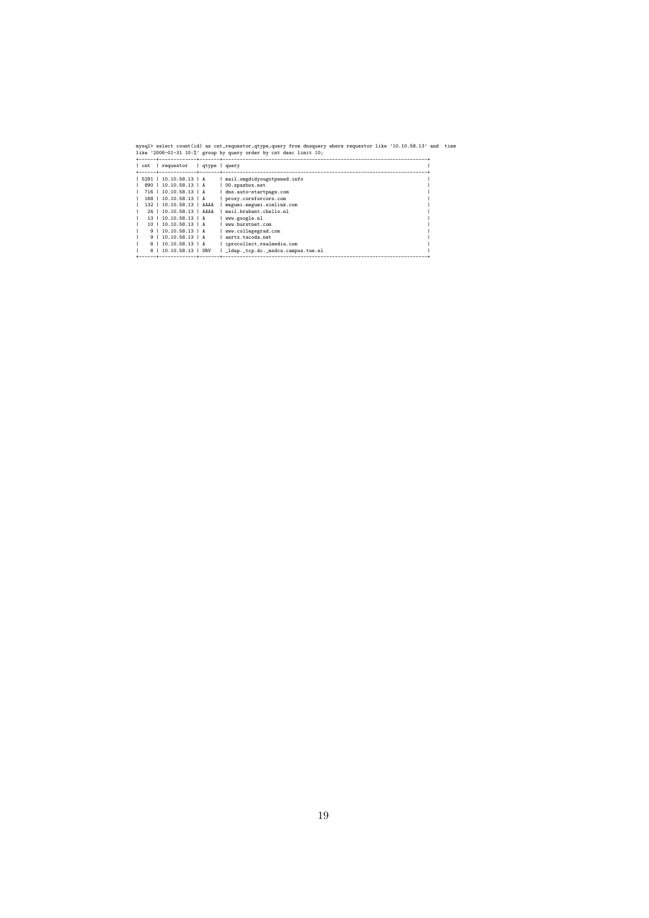```
mysql> select count(id) as cnt,requestor,qtype,query from dnsquery where requestor like '10.10.58.13' and  time
like '2006-01-31 10:%' group by query order by cnt desc limit 10;
+------+-------------+-------+---------------------------------------------------------------------------+
| cnt  | requestor   | qtype | query                                                                     |
+------+-------------+-------+---------------------------------------------------------------------------+
| 5291 | 10.10.58.13 | A     | mail.omgdidyougotpwned.info                                               |
|  890 | 10.10.58.13 | A     | 00.spazbox.net                                                            |
|  716 | 10.10.58.13 | A     | dns.auto-startpage.com                                                    |
|  168 | 10.10.58.13 | A     | proxy.corsforcors.com                                                     |
|  132 | 10.10.58.13 | AAAA  | megumi.megumi.simlink.com                                                 |
|   24 | 10.10.58.13 | AAAA  | mail.brabant.chello.nl                                                    |
|   13 | 10.10.58.13 | A     | www.google.nl                                                             |
|   10 | 10.10.58.13 | A     | www.burstnet.com                                                          |
|    9 | 10.10.58.13 | A     | www.collegegrad.com                                                       |
|    9 | 10.10.58.13 | A     | anrtx.tacoda.net                                                          |
|    8 | 10.10.58.13 | A     | iprocollect.realmedia.com                                                 |
|    8 | 10.10.58.13 | SRV   | _ldap._tcp.dc._msdcs.campus.tue.nl                                        |
+------+-------------+-------+---------------------------------------------------------------------------+
```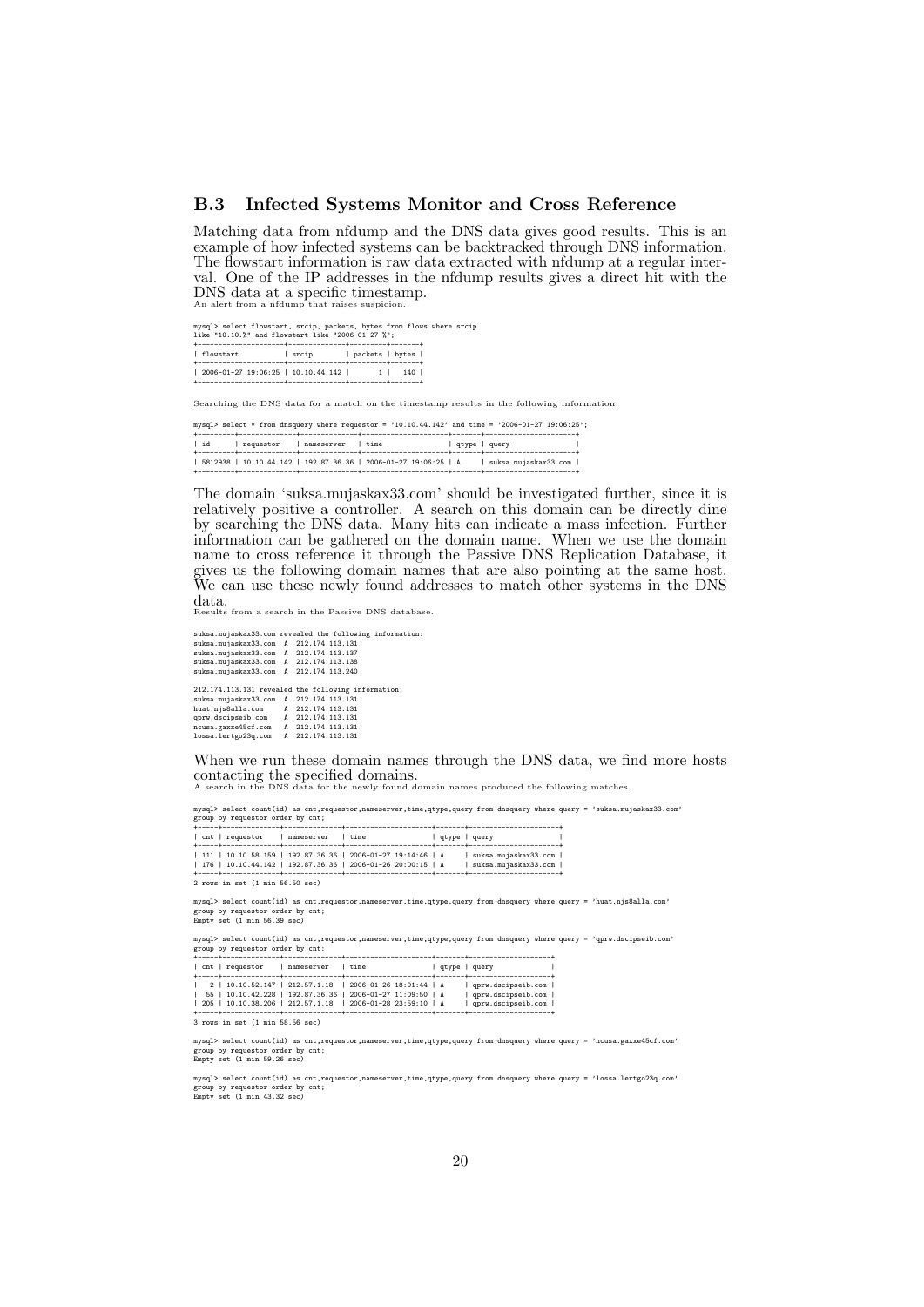### B.3 Infected Systems Monitor and Cross Reference

Matching data from nfdump and the DNS data gives good results. This is an example of how infected systems can be backtracked through DNS information. The flowstart information is raw data extracted with nfdump at a regular interval. One of the IP addresses in the nfdump results gives a direct hit with the DNS data at a specific timestamp.

An alert from a nfdump that raises suspicion.

```
mysql> select flowstart, srcip, packets, bytes from flows where srcip
like "10.10.%" and flowstart like "2006-01-27 %";
+---------------------+--------------+---------+-------+
| flowstart           | srcip        | packets | bytes |
+---------------------+--------------+---------+-------+
| 2006-01-27 19:06:25 | 10.10.44.142 |       1 |   140 |
+---------------------+--------------+---------+-------+
```

Searching the DNS data for a match on the timestamp results in the following information:

```
mysql> select * from dnsquery where requestor = '10.10.44.142' and time = '2006-01-27 19:06:25';
+---------+--------------+--------------+---------------------+-------+----------------------+
| id      | requestor    | nameserver   | time                | qtype | query                |
+---------+--------------+--------------+---------------------+-------+----------------------+
| 5812938 | 10.10.44.142 | 192.87.36.36 | 2006-01-27 19:06:25 | A     | suksa.mujaskax33.com |
+---------+--------------+--------------+---------------------+-------+----------------------+
```

The domain 'suksa.mujaskax33.com' should be investigated further, since it is relatively positive a controller. A search on this domain can be directly dine by searching the DNS data. Many hits can indicate a mass infection. Further information can be gathered on the domain name. When we use the domain name to cross reference it through the Passive DNS Replication Database, it gives us the following domain names that are also pointing at the same host. We can use these newly found addresses to match other systems in the DNS data.

Results from a search in the Passive DNS database.

```
suksa.mujaskax33.com revealed the following information:
suksa.mujaskax33.com  A  212.174.113.131
suksa.mujaskax33.com  A  212.174.113.137
suksa.mujaskax33.com  A  212.174.113.138
suksa.mujaskax33.com  A  212.174.113.240

212.174.113.131 revealed the following information:
suksa.mujaskax33.com  A  212.174.113.131
huat.njs8alla.com     A  212.174.113.131
qprw.dscipseib.com    A  212.174.113.131
ncusa.gaxxe45cf.com   A  212.174.113.131
lossa.lertgo23q.com   A  212.174.113.131
```

When we run these domain names through the DNS data, we find more hosts contacting the specified domains.

A search in the DNS data for the newly found domain names produced the following matches.

```
mysql> select count(id) as cnt,requestor,nameserver,time,qtype,query from dnsquery where query = 'suksa.mujaskax33.com'
group by requestor order by cnt;
+-----+--------------+--------------+---------------------+-------+----------------------+
| cnt | requestor    | nameserver   | time                | qtype | query                |
+-----+--------------+--------------+---------------------+-------+----------------------+
| 111 | 10.10.58.159 | 192.87.36.36 | 2006-01-27 19:14:46 | A     | suksa.mujaskax33.com |
| 176 | 10.10.44.142 | 192.87.36.36 | 2006-01-26 20:00:15 | A     | suksa.mujaskax33.com |
+-----+--------------+--------------+---------------------+-------+----------------------+
2 rows in set (1 min 56.50 sec)

mysql> select count(id) as cnt,requestor,nameserver,time,qtype,query from dnsquery where query = 'huat.njs8alla.com'
group by requestor order by cnt;
Empty set (1 min 56.39 sec)

mysql> select count(id) as cnt,requestor,nameserver,time,qtype,query from dnsquery where query = 'qprw.dscipseib.com'
group by requestor order by cnt;
+-----+--------------+--------------+---------------------+-------+--------------------+
| cnt | requestor    | nameserver   | time                | qtype | query              |
+-----+--------------+--------------+---------------------+-------+--------------------+
|   2 | 10.10.52.147 | 212.57.1.18  | 2006-01-26 18:01:44 | A     | qprw.dscipseib.com |
|  55 | 10.10.42.228 | 192.87.36.36 | 2006-01-27 11:09:50 | A     | qprw.dscipseib.com |
| 205 | 10.10.38.206 | 212.57.1.18  | 2006-01-28 23:59:10 | A     | qprw.dscipseib.com |
+-----+--------------+--------------+---------------------+-------+--------------------+
3 rows in set (1 min 58.56 sec)

mysql> select count(id) as cnt,requestor,nameserver,time,qtype,query from dnsquery where query = 'ncusa.gaxxe45cf.com'
group by requestor order by cnt;
Empty set (1 min 59.26 sec)

mysql> select count(id) as cnt,requestor,nameserver,time,qtype,query from dnsquery where query = 'lossa.lertgo23q.com'
group by requestor order by cnt;
Empty set (1 min 43.32 sec)
```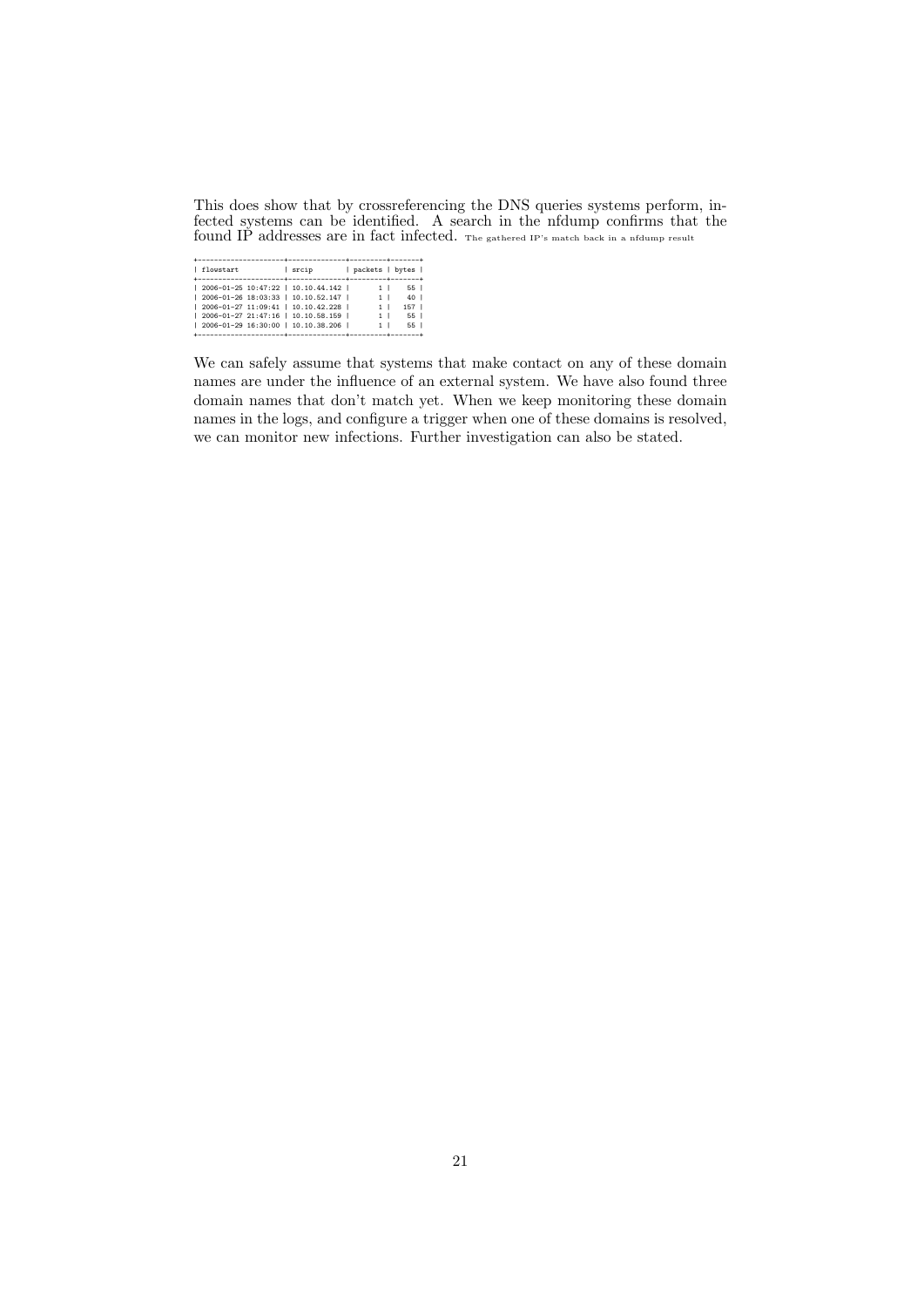This does show that by crossreferencing the DNS queries systems perform, infected systems can be identified. A search in the nfdump confirms that the found IP addresses are in fact infected. The gathered IP's match back in a nfdump result

```
+---------------------+--------------+---------+-------+
| flowstart           | srcip        | packets | bytes |
+---------------------+--------------+---------+-------+
| 2006-01-25 10:47:22 | 10.10.44.142 |       1 |    55 |
| 2006-01-26 18:03:33 | 10.10.52.147 |       1 |    40 |
| 2006-01-27 11:09:41 | 10.10.42.228 |       1 |   157 |
| 2006-01-27 21:47:16 | 10.10.58.159 |       1 |    55 |
| 2006-01-29 16:30:00 | 10.10.38.206 |       1 |    55 |
+---------------------+--------------+---------+-------+
```

We can safely assume that systems that make contact on any of these domain names are under the influence of an external system. We have also found three domain names that don't match yet. When we keep monitoring these domain names in the logs, and configure a trigger when one of these domains is resolved, we can monitor new infections. Further investigation can also be stated.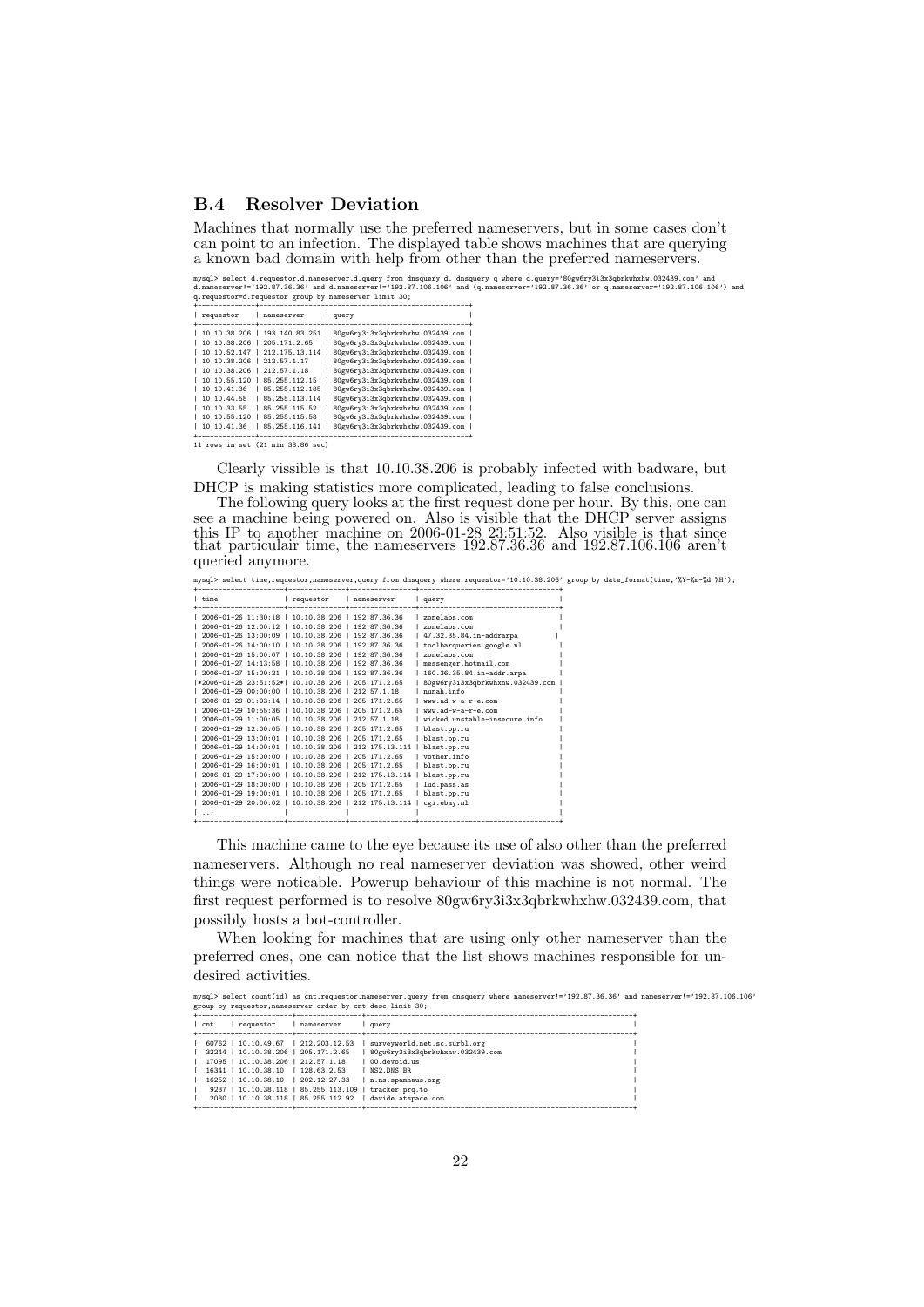## B.4 Resolver Deviation

Machines that normally use the preferred nameservers, but in some cases don't can point to an infection. The displayed table shows machines that are querying a known bad domain with help from other than the preferred nameservers.

```
mysql> select d.requestor,d.nameserver,d.query from dnsquery d, dnsquery q where d.query='80gw6ry3i3x3qbrkwhxhw.032439.com' and
d.nameserver!='192.87.36.36' and d.nameserver!='192.87.106.106' and (q.nameserver='192.87.36.36' or q.nameserver='192.87.106.106') and
q.requestor=d.requestor group by nameserver limit 30;
+--------------+----------------+----------------------------------+
| requestor    | nameserver     | query                            |
+--------------+----------------+----------------------------------+
| 10.10.38.206 | 193.140.83.251 | 80gw6ry3i3x3qbrkwhxhw.032439.com |
| 10.10.38.206 | 205.171.2.65   | 80gw6ry3i3x3qbrkwhxhw.032439.com |
| 10.10.52.147 | 212.175.13.114 | 80gw6ry3i3x3qbrkwhxhw.032439.com |
| 10.10.38.206 | 212.57.1.17    | 80gw6ry3i3x3qbrkwhxhw.032439.com |
| 10.10.38.206 | 212.57.1.18    | 80gw6ry3i3x3qbrkwhxhw.032439.com |
| 10.10.55.120 | 85.255.112.15  | 80gw6ry3i3x3qbrkwhxhw.032439.com |
| 10.10.41.36  | 85.255.112.185 | 80gw6ry3i3x3qbrkwhxhw.032439.com |
| 10.10.44.58  | 85.255.113.114 | 80gw6ry3i3x3qbrkwhxhw.032439.com |
| 10.10.33.55  | 85.255.115.52  | 80gw6ry3i3x3qbrkwhxhw.032439.com |
| 10.10.55.120 | 85.255.115.58  | 80gw6ry3i3x3qbrkwhxhw.032439.com |
| 10.10.41.36  | 85.255.116.141 | 80gw6ry3i3x3qbrkwhxhw.032439.com |
+--------------+----------------+----------------------------------+
11 rows in set (21 min 38.86 sec)
```

Clearly vissible is that 10.10.38.206 is probably infected with badware, but DHCP is making statistics more complicated, leading to false conclusions.

The following query looks at the first request done per hour. By this, one can see a machine being powered on. Also is visible that the DHCP server assigns this IP to another machine on 2006-01-28 23:51:52. Also visible is that since that particulair time, the nameservers 192.87.36.36 and 192.87.106.106 aren't queried anymore.

```
mysql> select time,requestor,nameserver,query from dnsquery where requestor='10.10.38.206' group by date_format(time,'%Y-%m-%d %H');
+---------------------+--------------+----------------+----------------------------------+
| time                | requestor    | nameserver     | query                            |
+---------------------+--------------+----------------+----------------------------------+
| 2006-01-26 11:30:18 | 10.10.38.206 | 192.87.36.36   | zonelabs.com                     |
| 2006-01-26 12:00:12 | 10.10.38.206 | 192.87.36.36   | zonelabs.com                     |
| 2006-01-26 13:00:09 | 10.10.38.206 | 192.87.36.36   | 47.32.35.84.in-addrarpa          |
| 2006-01-26 14:00:10 | 10.10.38.206 | 192.87.36.36   | toolbarqueries.google.nl         |
| 2006-01-26 15:00:07 | 10.10.38.206 | 192.87.36.36   | zonelabs.com                     |
| 2006-01-27 14:13:58 | 10.10.38.206 | 192.87.36.36   | messenger.hotmail.com            |
| 2006-01-27 15:00:21 | 10.10.38.206 | 192.87.36.36   | 160.36.35.84.in-addr.arpa        |
|*2006-01-28 23:51:52*| 10.10.38.206 | 205.171.2.65   | 80gw6ry3i3x3qbrkwhxhw.032439.com |
| 2006-01-29 00:00:00 | 10.10.38.206 | 212.57.1.18    | nunah.info                       |
| 2006-01-29 01:03:14 | 10.10.38.206 | 205.171.2.65   | www.ad-w-a-r-e.com               |
| 2006-01-29 10:55:36 | 10.10.38.206 | 205.171.2.65   | www.ad-w-a-r-e.com               |
| 2006-01-29 11:00:05 | 10.10.38.206 | 212.57.1.18    | wicked.unstable-insecure.info    |
| 2006-01-29 12:00:05 | 10.10.38.206 | 205.171.2.65   | blast.pp.ru                      |
| 2006-01-29 13:00:01 | 10.10.38.206 | 205.171.2.65   | blast.pp.ru                      |
| 2006-01-29 14:00:01 | 10.10.38.206 | 212.175.13.114 | blast.pp.ru                      |
| 2006-01-29 15:00:00 | 10.10.38.206 | 205.171.2.65   | vother.info                      |
| 2006-01-29 16:00:01 | 10.10.38.206 | 205.171.2.65   | blast.pp.ru                      |
| 2006-01-29 17:00:00 | 10.10.38.206 | 212.175.13.114 | blast.pp.ru                      |
| 2006-01-29 18:00:00 | 10.10.38.206 | 205.171.2.65   | lud.pass.as                      |
| 2006-01-29 19:00:01 | 10.10.38.206 | 205.171.2.65   | blast.pp.ru                      |
| 2006-01-29 20:00:02 | 10.10.38.206 | 212.175.13.114 | cgi.ebay.nl                      |
| ...                 |              |                |                                  |
+---------------------+--------------+----------------+----------------------------------+
```

This machine came to the eye because its use of also other than the preferred nameservers. Although no real nameserver deviation was showed, other weird things were noticable. Powerup behaviour of this machine is not normal. The first request performed is to resolve 80gw6ry3i3x3qbrkwhxhw.032439.com, that possibly hosts a bot-controller.

When looking for machines that are using only other nameserver than the preferred ones, one can notice that the list shows machines responsible for undesired activities.

```
mysql> select count(id) as cnt,requestor,nameserver,query from dnsquery where nameserver!='192.87.36.36' and nameserver!='192.87.106.106'
group by requestor,nameserver order by cnt desc limit 30;
+--------+--------------+----------------+----------------------------------+
| cnt    | requestor    | nameserver     | query                            |
+--------+--------------+----------------+----------------------------------+
|  60762 | 10.10.49.67  | 212.203.12.53  | surveyworld.net.sc.surbl.org     |
|  32244 | 10.10.38.206 | 205.171.2.65   | 80gw6ry3i3x3qbrkwhxhw.032439.com |
|  17095 | 10.10.38.206 | 212.57.1.18    | 00.devoid.us                     |
|  16341 | 10.10.38.10  | 128.63.2.53    | NS2.DNS.BR                       |
|  16252 | 10.10.38.10  | 202.12.27.33   | n.ns.spamhaus.org                |
|   9237 | 10.10.38.118 | 85.255.113.109 | tracker.prq.to                   |
|   2080 | 10.10.38.118 | 85.255.112.92  | davide.atspace.com               |
+--------+--------------+----------------+----------------------------------+
```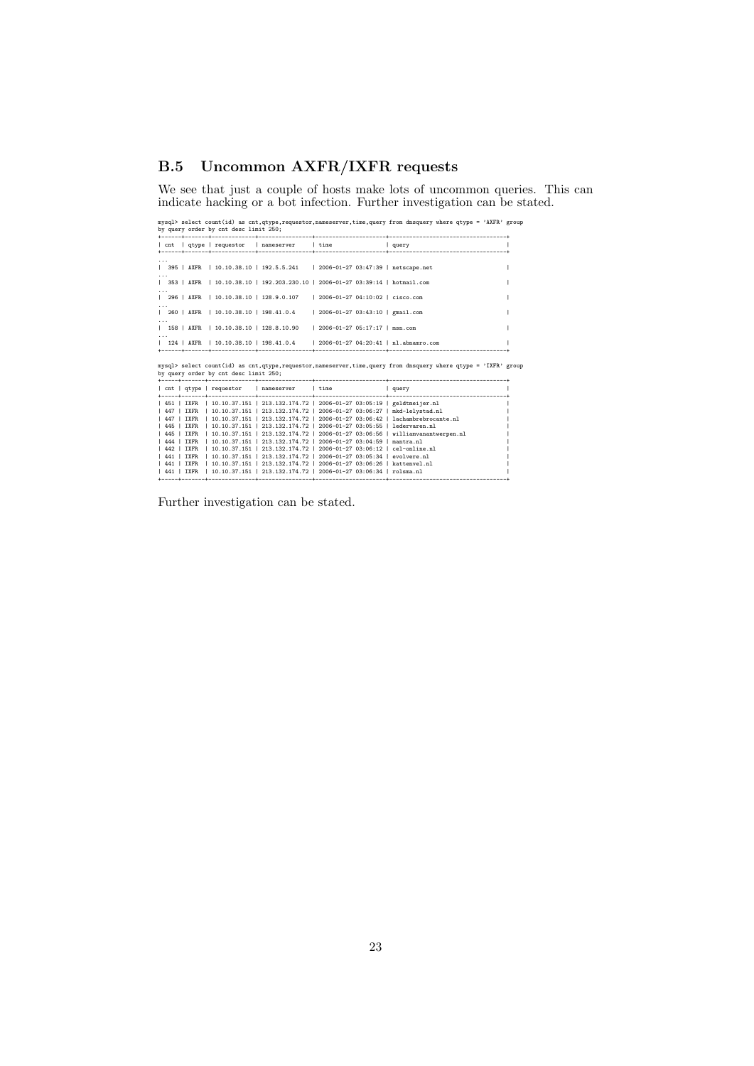## B.5 Uncommon AXFR/IXFR requests

We see that just a couple of hosts make lots of uncommon queries. This can indicate hacking or a bot infection. Further investigation can be stated.

```
mysql> select count(id) as cnt,qtype,requestor,nameserver,time,query from dnsquery where qtype = 'AXFR' group
by query order by cnt desc limit 250;
+------+-------+-------------+----------------+---------------------+-----------------------------------+
| cnt  | qtype | requestor   | nameserver     | time                | query                             |
+------+-------+-------------+----------------+---------------------+-----------------------------------+
...
|  395 | AXFR  | 10.10.38.10 | 192.5.5.241    | 2006-01-27 03:47:39 | netscape.net                      |
...
|  353 | AXFR  | 10.10.38.10 | 192.203.230.10 | 2006-01-27 03:39:14 | hotmail.com                       |
...
|  296 | AXFR  | 10.10.38.10 | 128.9.0.107    | 2006-01-27 04:10:02 | cisco.com                         |
...
|  260 | AXFR  | 10.10.38.10 | 198.41.0.4     | 2006-01-27 03:43:10 | gmail.com                         |
...
|  158 | AXFR  | 10.10.38.10 | 128.8.10.90    | 2006-01-27 05:17:17 | msn.com                           |
...
|  124 | AXFR  | 10.10.38.10 | 198.41.0.4     | 2006-01-27 04:20:41 | nl.abnamro.com                    |
+------+-------+-------------+----------------+---------------------+-----------------------------------+

mysql> select count(id) as cnt,qtype,requestor,nameserver,time,query from dnsquery where qtype = 'IXFR' group
by query order by cnt desc limit 250;
+-----+-------+--------------+----------------+---------------------+-----------------------------------+
| cnt | qtype | requestor    | nameserver     | time                | query                             |
+-----+-------+--------------+----------------+---------------------+-----------------------------------+
| 451 | IXFR  | 10.10.37.151 | 213.132.174.72 | 2006-01-27 03:05:19 | geldtmeijer.nl                    |
| 447 | IXFR  | 10.10.37.151 | 213.132.174.72 | 2006-01-27 03:06:27 | mkd-lelystad.nl                   |
| 447 | IXFR  | 10.10.37.151 | 213.132.174.72 | 2006-01-27 03:06:42 | lachambrebrocante.nl              |
| 445 | IXFR  | 10.10.37.151 | 213.132.174.72 | 2006-01-27 03:05:55 | ledervaren.nl                     |
| 445 | IXFR  | 10.10.37.151 | 213.132.174.72 | 2006-01-27 03:06:56 | williamvanantwerpen.nl            |
| 444 | IXFR  | 10.10.37.151 | 213.132.174.72 | 2006-01-27 03:04:59 | mantra.nl                         |
| 442 | IXFR  | 10.10.37.151 | 213.132.174.72 | 2006-01-27 03:06:12 | cel-online.nl                     |
| 441 | IXFR  | 10.10.37.151 | 213.132.174.72 | 2006-01-27 03:05:34 | evolvere.nl                       |
| 441 | IXFR  | 10.10.37.151 | 213.132.174.72 | 2006-01-27 03:06:26 | kattenvel.nl                      |
| 441 | IXFR  | 10.10.37.151 | 213.132.174.72 | 2006-01-27 03:06:34 | rolsma.nl                         |
+-----+-------+--------------+----------------+---------------------+-----------------------------------+
```

Further investigation can be stated.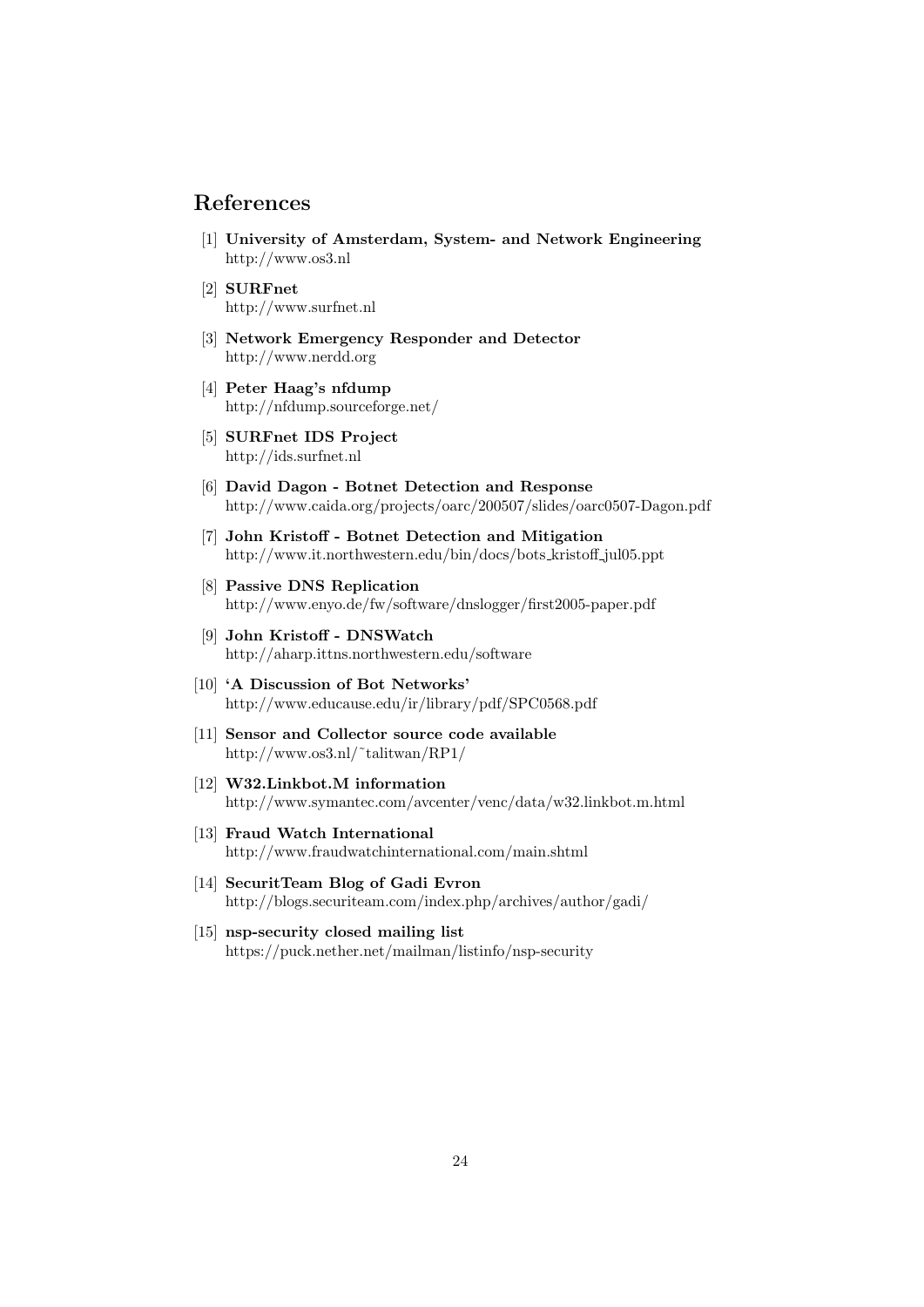# References

[1] **University of Amsterdam, System- and Network Engineering**
http://www.os3.nl

[2] **SURFnet**
http://www.surfnet.nl

[3] **Network Emergency Responder and Detector**
http://www.nerdd.org

[4] **Peter Haag's nfdump**
http://nfdump.sourceforge.net/

[5] **SURFnet IDS Project**
http://ids.surfnet.nl

[6] **David Dagon - Botnet Detection and Response**
http://www.caida.org/projects/oarc/200507/slides/oarc0507-Dagon.pdf

[7] **John Kristoff - Botnet Detection and Mitigation**
http://www.it.northwestern.edu/bin/docs/bots_kristoff_jul05.ppt

[8] **Passive DNS Replication**
http://www.enyo.de/fw/software/dnslogger/first2005-paper.pdf

[9] **John Kristoff - DNSWatch**
http://aharp.ittns.northwestern.edu/software

[10] **'A Discussion of Bot Networks'**
http://www.educause.edu/ir/library/pdf/SPC0568.pdf

[11] **Sensor and Collector source code available**
http://www.os3.nl/~talitwan/RP1/

[12] **W32.Linkbot.M information**
http://www.symantec.com/avcenter/venc/data/w32.linkbot.m.html

[13] **Fraud Watch International**
http://www.fraudwatchinternational.com/main.shtml

[14] **SecuritTeam Blog of Gadi Evron**
http://blogs.securiteam.com/index.php/archives/author/gadi/

[15] **nsp-security closed mailing list**
https://puck.nether.net/mailman/listinfo/nsp-security